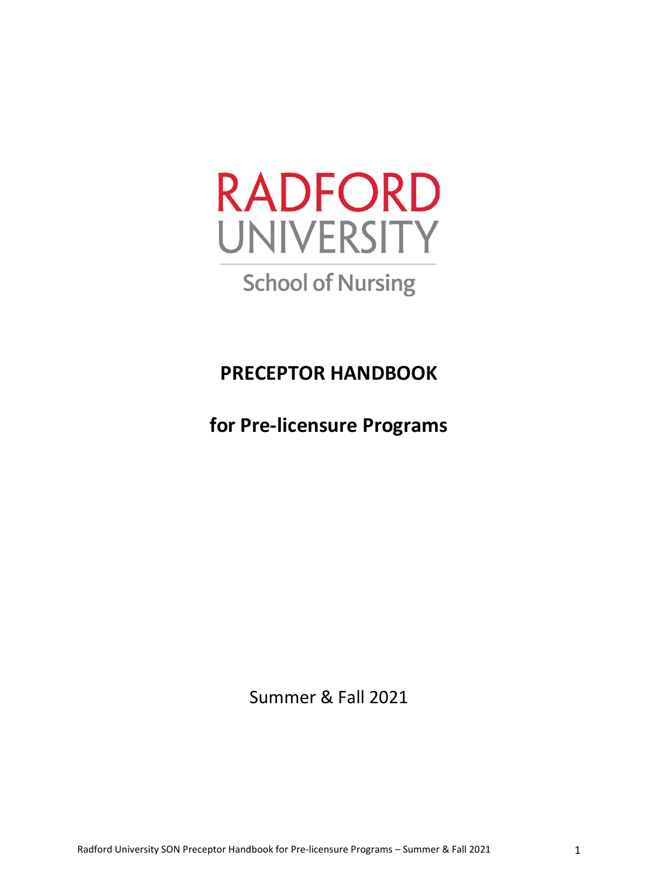RADFORD
UNIVERSITY

School of Nursing

# PRECEPTOR HANDBOOK

# for Pre-licensure Programs

Summer & Fall 2021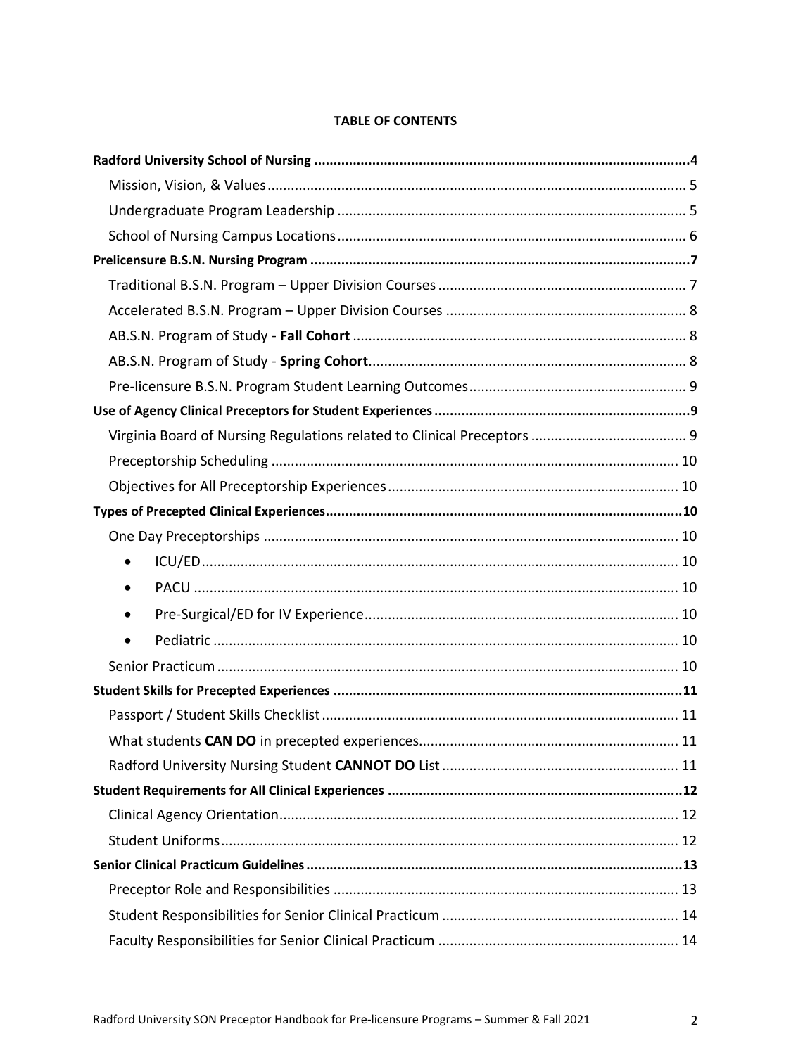**TABLE OF CONTENTS**

- **Radford University School of Nursing** ....... **4**
  - Mission, Vision, & Values ....... 5
  - Undergraduate Program Leadership ....... 5
  - School of Nursing Campus Locations ....... 6
- **Prelicensure B.S.N. Nursing Program** ....... **7**
  - Traditional B.S.N. Program – Upper Division Courses ....... 7
  - Accelerated B.S.N. Program – Upper Division Courses ....... 8
  - AB.S.N. Program of Study - **Fall Cohort** ....... 8
  - AB.S.N. Program of Study - **Spring Cohort** ....... 8
  - Pre-licensure B.S.N. Program Student Learning Outcomes ....... 9
- **Use of Agency Clinical Preceptors for Student Experiences** ....... **9**
  - Virginia Board of Nursing Regulations related to Clinical Preceptors ....... 9
  - Preceptorship Scheduling ....... 10
  - Objectives for All Preceptorship Experiences ....... 10
- **Types of Precepted Clinical Experiences** ....... **10**
  - One Day Preceptorships ....... 10
    - ICU/ED ....... 10
    - PACU ....... 10
    - Pre-Surgical/ED for IV Experience ....... 10
    - Pediatric ....... 10
  - Senior Practicum ....... 10
- **Student Skills for Precepted Experiences** ....... **11**
  - Passport / Student Skills Checklist ....... 11
  - What students **CAN DO** in precepted experiences ....... 11
  - Radford University Nursing Student **CANNOT DO** List ....... 11
- **Student Requirements for All Clinical Experiences** ....... **12**
  - Clinical Agency Orientation ....... 12
  - Student Uniforms ....... 12
- **Senior Clinical Practicum Guidelines** ....... **13**
  - Preceptor Role and Responsibilities ....... 13
  - Student Responsibilities for Senior Clinical Practicum ....... 14
  - Faculty Responsibilities for Senior Clinical Practicum ....... 14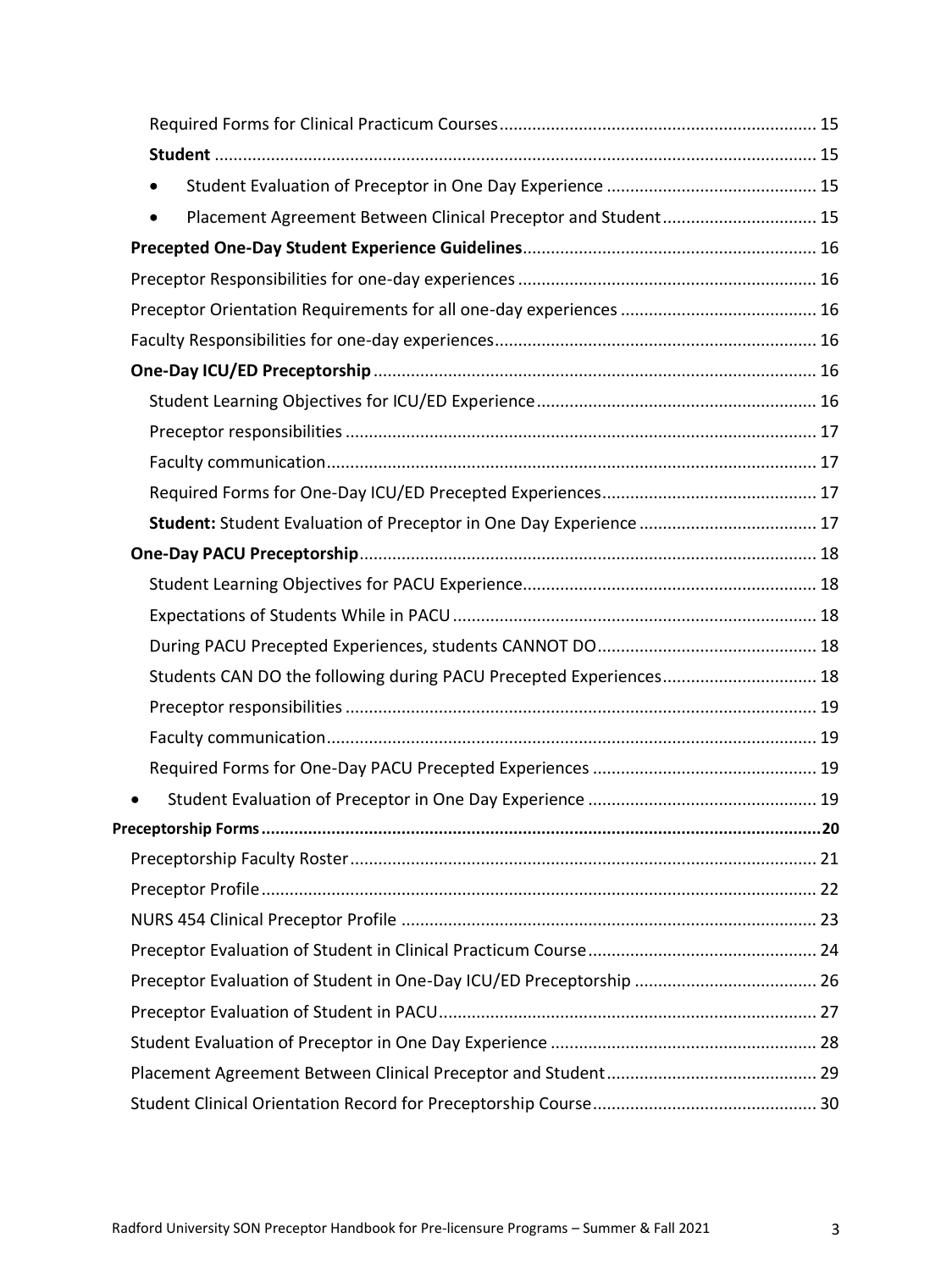Required Forms for Clinical Practicum Courses ..... 15

**Student** ..... 15

- Student Evaluation of Preceptor in One Day Experience ..... 15
- Placement Agreement Between Clinical Preceptor and Student ..... 15

**Precepted One-Day Student Experience Guidelines** ..... 16

Preceptor Responsibilities for one-day experiences ..... 16

Preceptor Orientation Requirements for all one-day experiences ..... 16

Faculty Responsibilities for one-day experiences ..... 16

**One-Day ICU/ED Preceptorship** ..... 16

Student Learning Objectives for ICU/ED Experience ..... 16

Preceptor responsibilities ..... 17

Faculty communication ..... 17

Required Forms for One-Day ICU/ED Precepted Experiences ..... 17

**Student:** Student Evaluation of Preceptor in One Day Experience ..... 17

**One-Day PACU Preceptorship** ..... 18

Student Learning Objectives for PACU Experience ..... 18

Expectations of Students While in PACU ..... 18

During PACU Precepted Experiences, students CANNOT DO ..... 18

Students CAN DO the following during PACU Precepted Experiences ..... 18

Preceptor responsibilities ..... 19

Faculty communication ..... 19

Required Forms for One-Day PACU Precepted Experiences ..... 19

- Student Evaluation of Preceptor in One Day Experience ..... 19

**Preceptorship Forms** ..... **20**

Preceptorship Faculty Roster ..... 21

Preceptor Profile ..... 22

NURS 454 Clinical Preceptor Profile ..... 23

Preceptor Evaluation of Student in Clinical Practicum Course ..... 24

Preceptor Evaluation of Student in One-Day ICU/ED Preceptorship ..... 26

Preceptor Evaluation of Student in PACU ..... 27

Student Evaluation of Preceptor in One Day Experience ..... 28

Placement Agreement Between Clinical Preceptor and Student ..... 29

Student Clinical Orientation Record for Preceptorship Course ..... 30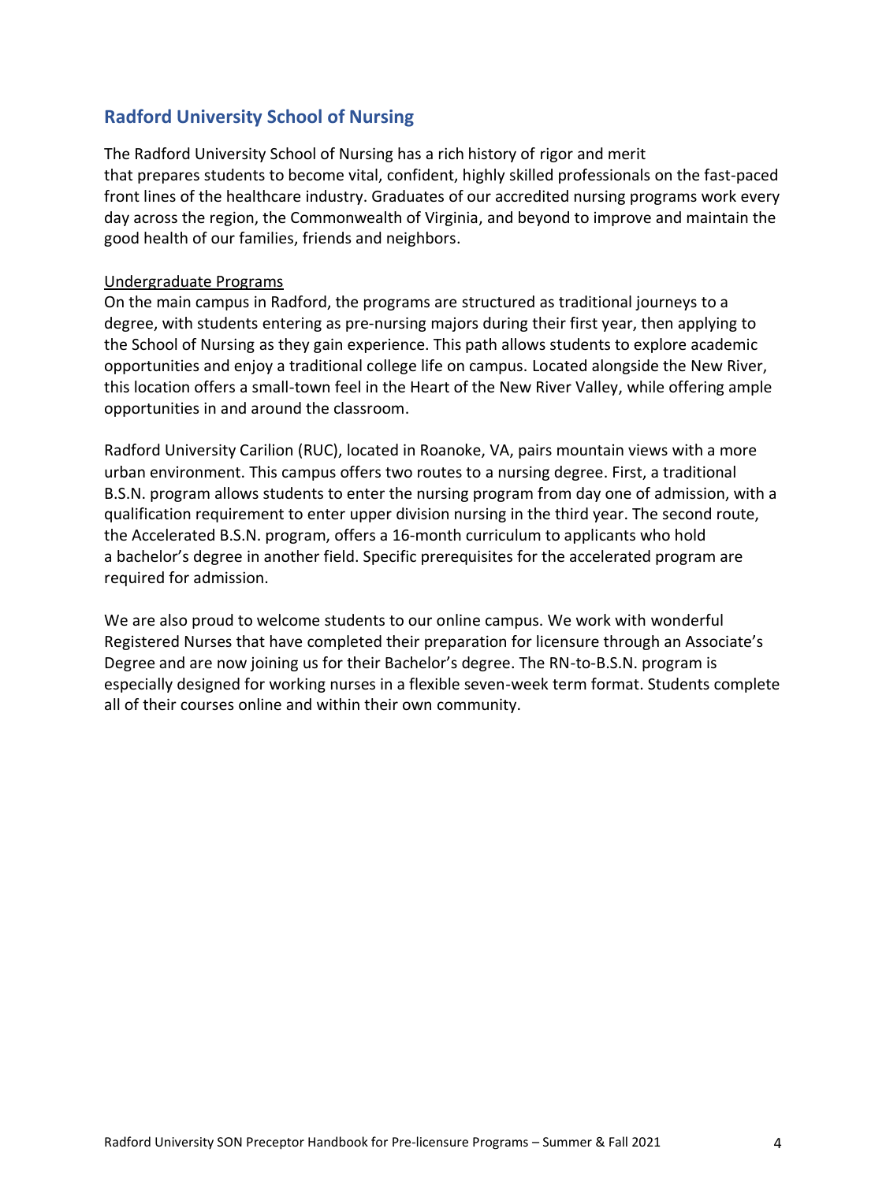## Radford University School of Nursing

The Radford University School of Nursing has a rich history of rigor and merit that prepares students to become vital, confident, highly skilled professionals on the fast-paced front lines of the healthcare industry. Graduates of our accredited nursing programs work every day across the region, the Commonwealth of Virginia, and beyond to improve and maintain the good health of our families, friends and neighbors.

### Undergraduate Programs

On the main campus in Radford, the programs are structured as traditional journeys to a degree, with students entering as pre-nursing majors during their first year, then applying to the School of Nursing as they gain experience. This path allows students to explore academic opportunities and enjoy a traditional college life on campus. Located alongside the New River, this location offers a small-town feel in the Heart of the New River Valley, while offering ample opportunities in and around the classroom.

Radford University Carilion (RUC), located in Roanoke, VA, pairs mountain views with a more urban environment. This campus offers two routes to a nursing degree. First, a traditional B.S.N. program allows students to enter the nursing program from day one of admission, with a qualification requirement to enter upper division nursing in the third year. The second route, the Accelerated B.S.N. program, offers a 16-month curriculum to applicants who hold a bachelor's degree in another field. Specific prerequisites for the accelerated program are required for admission.

We are also proud to welcome students to our online campus. We work with wonderful Registered Nurses that have completed their preparation for licensure through an Associate's Degree and are now joining us for their Bachelor's degree. The RN-to-B.S.N. program is especially designed for working nurses in a flexible seven-week term format. Students complete all of their courses online and within their own community.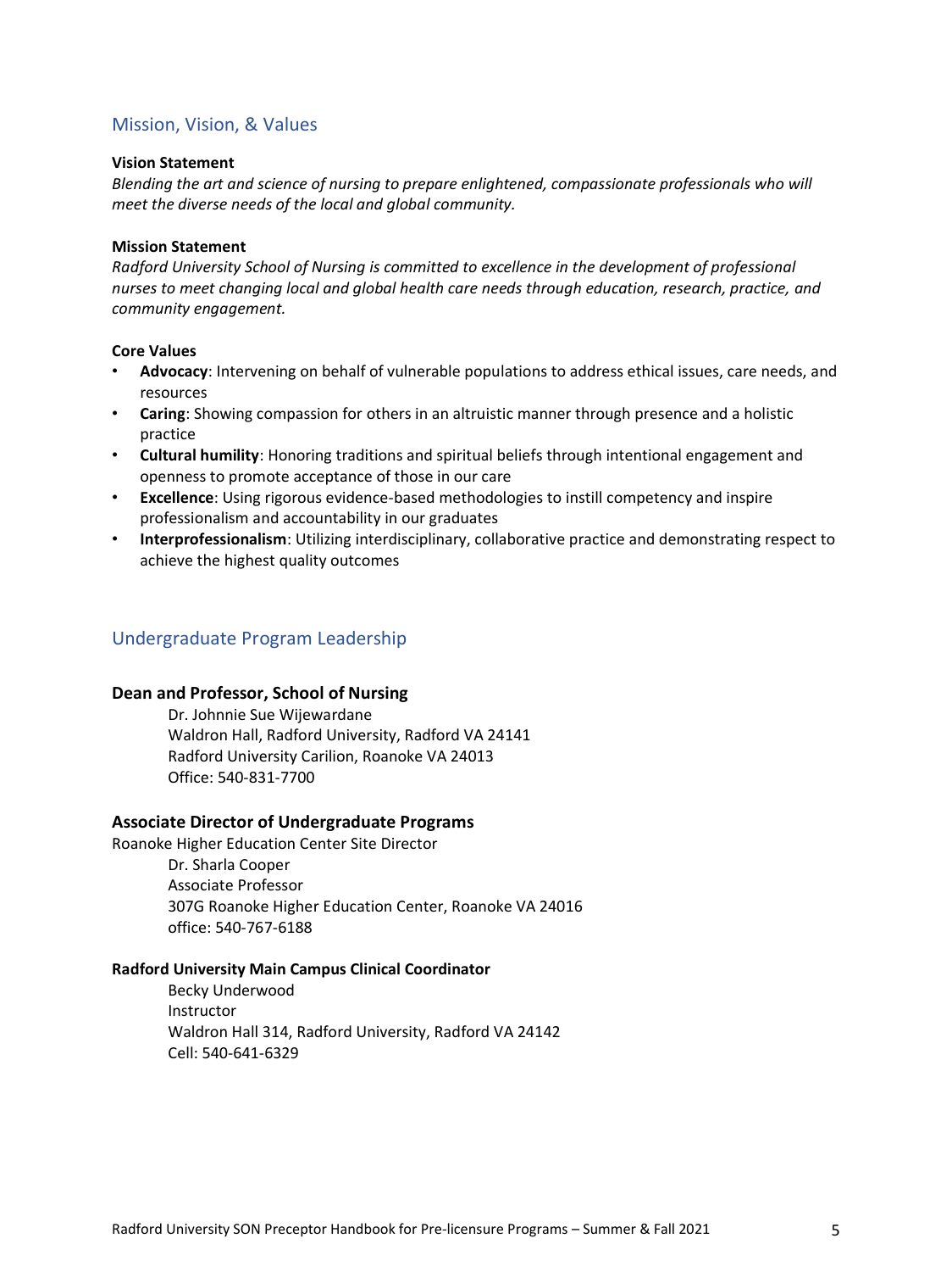## Mission, Vision, & Values

**Vision Statement**

*Blending the art and science of nursing to prepare enlightened, compassionate professionals who will meet the diverse needs of the local and global community.*

**Mission Statement**

*Radford University School of Nursing is committed to excellence in the development of professional nurses to meet changing local and global health care needs through education, research, practice, and community engagement.*

**Core Values**

- **Advocacy**: Intervening on behalf of vulnerable populations to address ethical issues, care needs, and resources
- **Caring**: Showing compassion for others in an altruistic manner through presence and a holistic practice
- **Cultural humility**: Honoring traditions and spiritual beliefs through intentional engagement and openness to promote acceptance of those in our care
- **Excellence**: Using rigorous evidence-based methodologies to instill competency and inspire professionalism and accountability in our graduates
- **Interprofessionalism**: Utilizing interdisciplinary, collaborative practice and demonstrating respect to achieve the highest quality outcomes

## Undergraduate Program Leadership

### Dean and Professor, School of Nursing

Dr. Johnnie Sue Wijewardane
Waldron Hall, Radford University, Radford VA 24141
Radford University Carilion, Roanoke VA 24013
Office: 540-831-7700

### Associate Director of Undergraduate Programs

Roanoke Higher Education Center Site Director

Dr. Sharla Cooper
Associate Professor
307G Roanoke Higher Education Center, Roanoke VA 24016
office: 540-767-6188

**Radford University Main Campus Clinical Coordinator**

Becky Underwood
Instructor
Waldron Hall 314, Radford University, Radford VA 24142
Cell: 540-641-6329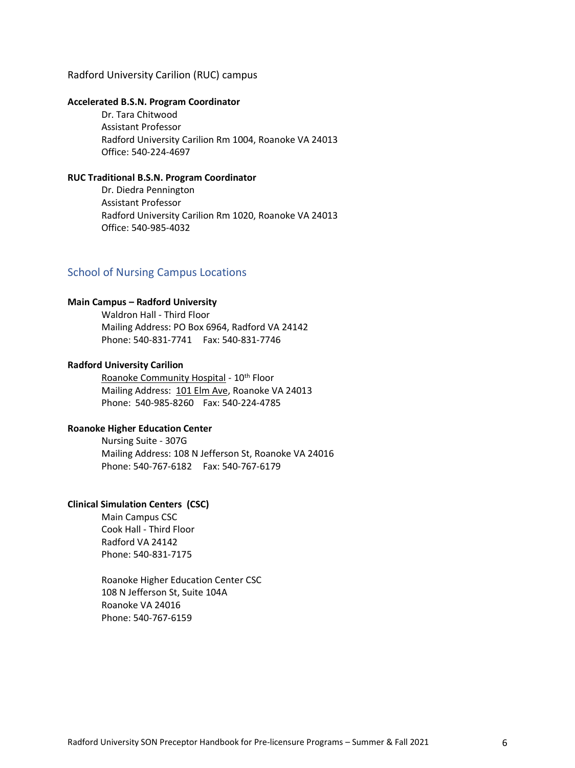Radford University Carilion (RUC) campus

**Accelerated B.S.N. Program Coordinator**

Dr. Tara Chitwood
Assistant Professor
Radford University Carilion Rm 1004, Roanoke VA 24013
Office: 540-224-4697

**RUC Traditional B.S.N. Program Coordinator**

Dr. Diedra Pennington
Assistant Professor
Radford University Carilion Rm 1020, Roanoke VA 24013
Office: 540-985-4032

## School of Nursing Campus Locations

**Main Campus – Radford University**

Waldron Hall - Third Floor
Mailing Address: PO Box 6964, Radford VA 24142
Phone: 540-831-7741    Fax: 540-831-7746

**Radford University Carilion**

Roanoke Community Hospital - 10th Floor
Mailing Address: 101 Elm Ave, Roanoke VA 24013
Phone: 540-985-8260    Fax: 540-224-4785

**Roanoke Higher Education Center**

Nursing Suite - 307G
Mailing Address: 108 N Jefferson St, Roanoke VA 24016
Phone: 540-767-6182    Fax: 540-767-6179

**Clinical Simulation Centers (CSC)**

Main Campus CSC
Cook Hall - Third Floor
Radford VA 24142
Phone: 540-831-7175

Roanoke Higher Education Center CSC
108 N Jefferson St, Suite 104A
Roanoke VA 24016
Phone: 540-767-6159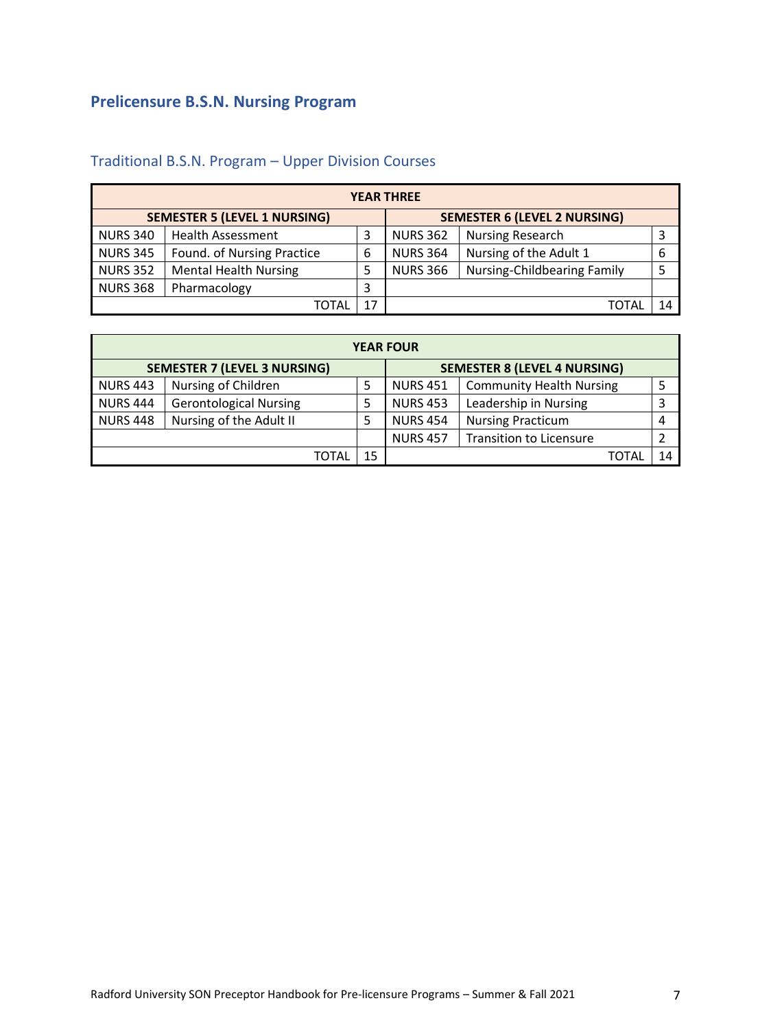## Prelicensure B.S.N. Nursing Program

### Traditional B.S.N. Program – Upper Division Courses

| YEAR THREE | | | | | |
|---|---|---|---|---|---|
| **SEMESTER 5 (LEVEL 1 NURSING)** | | | **SEMESTER 6 (LEVEL 2 NURSING)** | | |
| NURS 340 | Health Assessment | 3 | NURS 362 | Nursing Research | 3 |
| NURS 345 | Found. of Nursing Practice | 6 | NURS 364 | Nursing of the Adult 1 | 6 |
| NURS 352 | Mental Health Nursing | 5 | NURS 366 | Nursing-Childbearing Family | 5 |
| NURS 368 | Pharmacology | 3 | | | |
| | TOTAL | 17 | | TOTAL | 14 |

| YEAR FOUR | | | | | |
|---|---|---|---|---|---|
| **SEMESTER 7 (LEVEL 3 NURSING)** | | | **SEMESTER 8 (LEVEL 4 NURSING)** | | |
| NURS 443 | Nursing of Children | 5 | NURS 451 | Community Health Nursing | 5 |
| NURS 444 | Gerontological Nursing | 5 | NURS 453 | Leadership in Nursing | 3 |
| NURS 448 | Nursing of the Adult II | 5 | NURS 454 | Nursing Practicum | 4 |
| | | | NURS 457 | Transition to Licensure | 2 |
| | TOTAL | 15 | | TOTAL | 14 |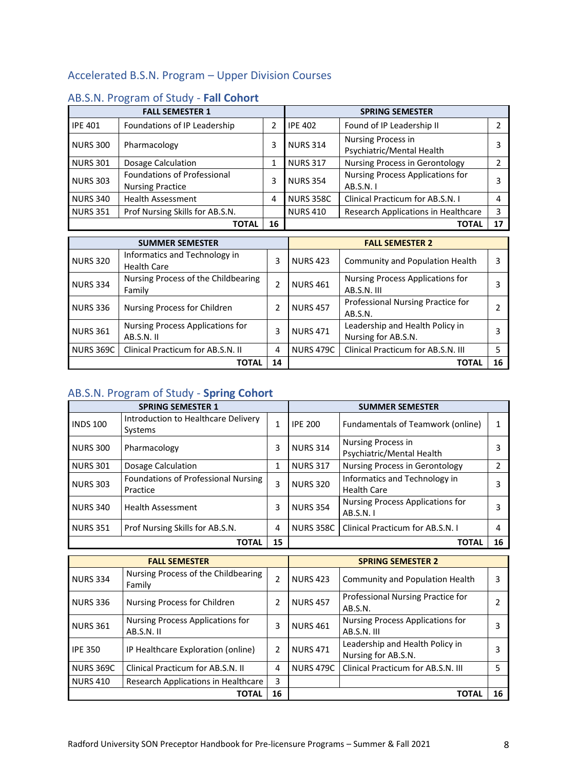## Accelerated B.S.N. Program – Upper Division Courses

### AB.S.N. Program of Study - **Fall Cohort**

| FALL SEMESTER 1 | | | SPRING SEMESTER | | |
|---|---|---|---|---|---|
| IPE 401 | Foundations of IP Leadership | 2 | IPE 402 | Found of IP Leadership II | 2 |
| NURS 300 | Pharmacology | 3 | NURS 314 | Nursing Process in Psychiatric/Mental Health | 3 |
| NURS 301 | Dosage Calculation | 1 | NURS 317 | Nursing Process in Gerontology | 2 |
| NURS 303 | Foundations of Professional Nursing Practice | 3 | NURS 354 | Nursing Process Applications for AB.S.N. I | 3 |
| NURS 340 | Health Assessment | 4 | NURS 358C | Clinical Practicum for AB.S.N. I | 4 |
| NURS 351 | Prof Nursing Skills for AB.S.N. | | NURS 410 | Research Applications in Healthcare | 3 |
| | **TOTAL** | **16** | | **TOTAL** | **17** |

| SUMMER SEMESTER | | | FALL SEMESTER 2 | | |
|---|---|---|---|---|---|
| NURS 320 | Informatics and Technology in Health Care | 3 | NURS 423 | Community and Population Health | 3 |
| NURS 334 | Nursing Process of the Childbearing Family | 2 | NURS 461 | Nursing Process Applications for AB.S.N. III | 3 |
| NURS 336 | Nursing Process for Children | 2 | NURS 457 | Professional Nursing Practice for AB.S.N. | 2 |
| NURS 361 | Nursing Process Applications for AB.S.N. II | 3 | NURS 471 | Leadership and Health Policy in Nursing for AB.S.N. | 3 |
| NURS 369C | Clinical Practicum for AB.S.N. II | 4 | NURS 479C | Clinical Practicum for AB.S.N. III | 5 |
| | **TOTAL** | **14** | | **TOTAL** | **16** |

### AB.S.N. Program of Study - **Spring Cohort**

| SPRING SEMESTER 1 | | | SUMMER SEMESTER | | |
|---|---|---|---|---|---|
| INDS 100 | Introduction to Healthcare Delivery Systems | 1 | IPE 200 | Fundamentals of Teamwork (online) | 1 |
| NURS 300 | Pharmacology | 3 | NURS 314 | Nursing Process in Psychiatric/Mental Health | 3 |
| NURS 301 | Dosage Calculation | 1 | NURS 317 | Nursing Process in Gerontology | 2 |
| NURS 303 | Foundations of Professional Nursing Practice | 3 | NURS 320 | Informatics and Technology in Health Care | 3 |
| NURS 340 | Health Assessment | 3 | NURS 354 | Nursing Process Applications for AB.S.N. I | 3 |
| NURS 351 | Prof Nursing Skills for AB.S.N. | 4 | NURS 358C | Clinical Practicum for AB.S.N. I | 4 |
| | **TOTAL** | **15** | | **TOTAL** | **16** |

| FALL SEMESTER | | | SPRING SEMESTER 2 | | |
|---|---|---|---|---|---|
| NURS 334 | Nursing Process of the Childbearing Family | 2 | NURS 423 | Community and Population Health | 3 |
| NURS 336 | Nursing Process for Children | 2 | NURS 457 | Professional Nursing Practice for AB.S.N. | 2 |
| NURS 361 | Nursing Process Applications for AB.S.N. II | 3 | NURS 461 | Nursing Process Applications for AB.S.N. III | 3 |
| IPE 350 | IP Healthcare Exploration (online) | 2 | NURS 471 | Leadership and Health Policy in Nursing for AB.S.N. | 3 |
| NURS 369C | Clinical Practicum for AB.S.N. II | 4 | NURS 479C | Clinical Practicum for AB.S.N. III | 5 |
| NURS 410 | Research Applications in Healthcare | 3 | | | |
| | **TOTAL** | **16** | | **TOTAL** | **16** |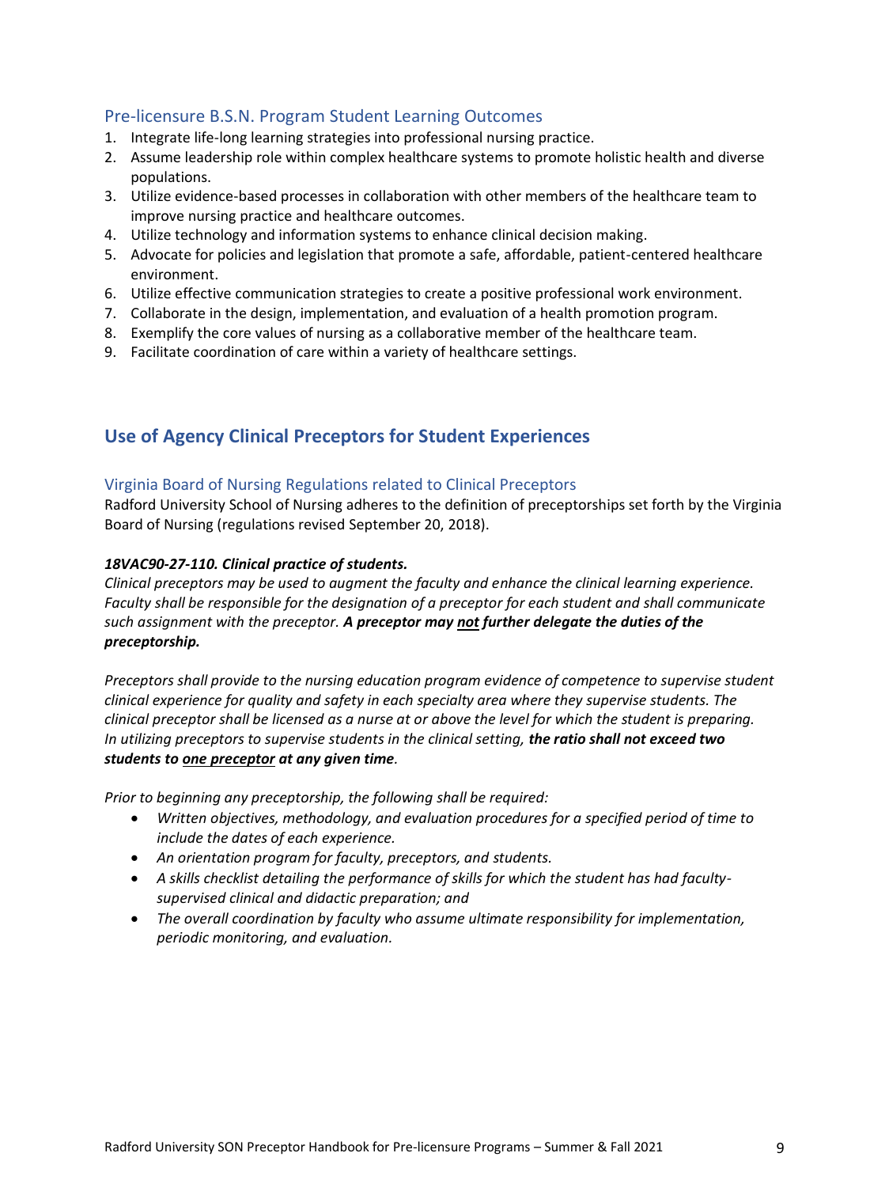### Pre-licensure B.S.N. Program Student Learning Outcomes

1. Integrate life-long learning strategies into professional nursing practice.
2. Assume leadership role within complex healthcare systems to promote holistic health and diverse populations.
3. Utilize evidence-based processes in collaboration with other members of the healthcare team to improve nursing practice and healthcare outcomes.
4. Utilize technology and information systems to enhance clinical decision making.
5. Advocate for policies and legislation that promote a safe, affordable, patient-centered healthcare environment.
6. Utilize effective communication strategies to create a positive professional work environment.
7. Collaborate in the design, implementation, and evaluation of a health promotion program.
8. Exemplify the core values of nursing as a collaborative member of the healthcare team.
9. Facilitate coordination of care within a variety of healthcare settings.

## Use of Agency Clinical Preceptors for Student Experiences

### Virginia Board of Nursing Regulations related to Clinical Preceptors

Radford University School of Nursing adheres to the definition of preceptorships set forth by the Virginia Board of Nursing (regulations revised September 20, 2018).

***18VAC90-27-110. Clinical practice of students.***

*Clinical preceptors may be used to augment the faculty and enhance the clinical learning experience. Faculty shall be responsible for the designation of a preceptor for each student and shall communicate such assignment with the preceptor.* ***A preceptor may <u>not</u> further delegate the duties of the preceptorship.***

*Preceptors shall provide to the nursing education program evidence of competence to supervise student clinical experience for quality and safety in each specialty area where they supervise students. The clinical preceptor shall be licensed as a nurse at or above the level for which the student is preparing. In utilizing preceptors to supervise students in the clinical setting,* ***the ratio shall not exceed two students to <u>one preceptor</u> at any given time****.*

*Prior to beginning any preceptorship, the following shall be required:*

- *Written objectives, methodology, and evaluation procedures for a specified period of time to include the dates of each experience.*
- *An orientation program for faculty, preceptors, and students.*
- *A skills checklist detailing the performance of skills for which the student has had faculty-supervised clinical and didactic preparation; and*
- *The overall coordination by faculty who assume ultimate responsibility for implementation, periodic monitoring, and evaluation.*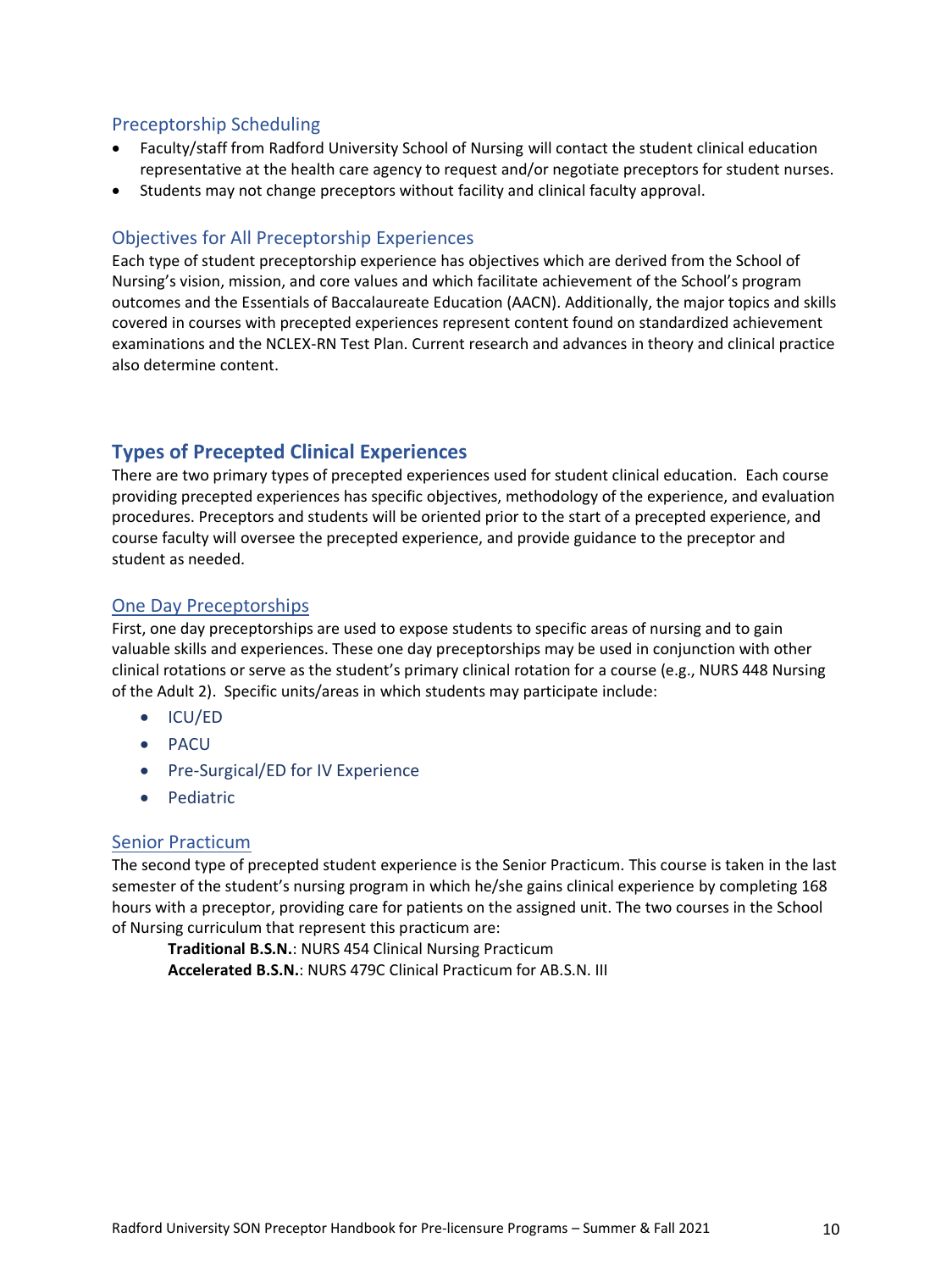### Preceptorship Scheduling

- Faculty/staff from Radford University School of Nursing will contact the student clinical education representative at the health care agency to request and/or negotiate preceptors for student nurses.
- Students may not change preceptors without facility and clinical faculty approval.

### Objectives for All Preceptorship Experiences

Each type of student preceptorship experience has objectives which are derived from the School of Nursing's vision, mission, and core values and which facilitate achievement of the School's program outcomes and the Essentials of Baccalaureate Education (AACN). Additionally, the major topics and skills covered in courses with precepted experiences represent content found on standardized achievement examinations and the NCLEX-RN Test Plan. Current research and advances in theory and clinical practice also determine content.

## Types of Precepted Clinical Experiences

There are two primary types of precepted experiences used for student clinical education. Each course providing precepted experiences has specific objectives, methodology of the experience, and evaluation procedures. Preceptors and students will be oriented prior to the start of a precepted experience, and course faculty will oversee the precepted experience, and provide guidance to the preceptor and student as needed.

### One Day Preceptorships

First, one day preceptorships are used to expose students to specific areas of nursing and to gain valuable skills and experiences. These one day preceptorships may be used in conjunction with other clinical rotations or serve as the student's primary clinical rotation for a course (e.g., NURS 448 Nursing of the Adult 2). Specific units/areas in which students may participate include:

- ICU/ED
- PACU
- Pre-Surgical/ED for IV Experience
- Pediatric

### Senior Practicum

The second type of precepted student experience is the Senior Practicum. This course is taken in the last semester of the student's nursing program in which he/she gains clinical experience by completing 168 hours with a preceptor, providing care for patients on the assigned unit. The two courses in the School of Nursing curriculum that represent this practicum are:

**Traditional B.S.N.**: NURS 454 Clinical Nursing Practicum
**Accelerated B.S.N.**: NURS 479C Clinical Practicum for AB.S.N. III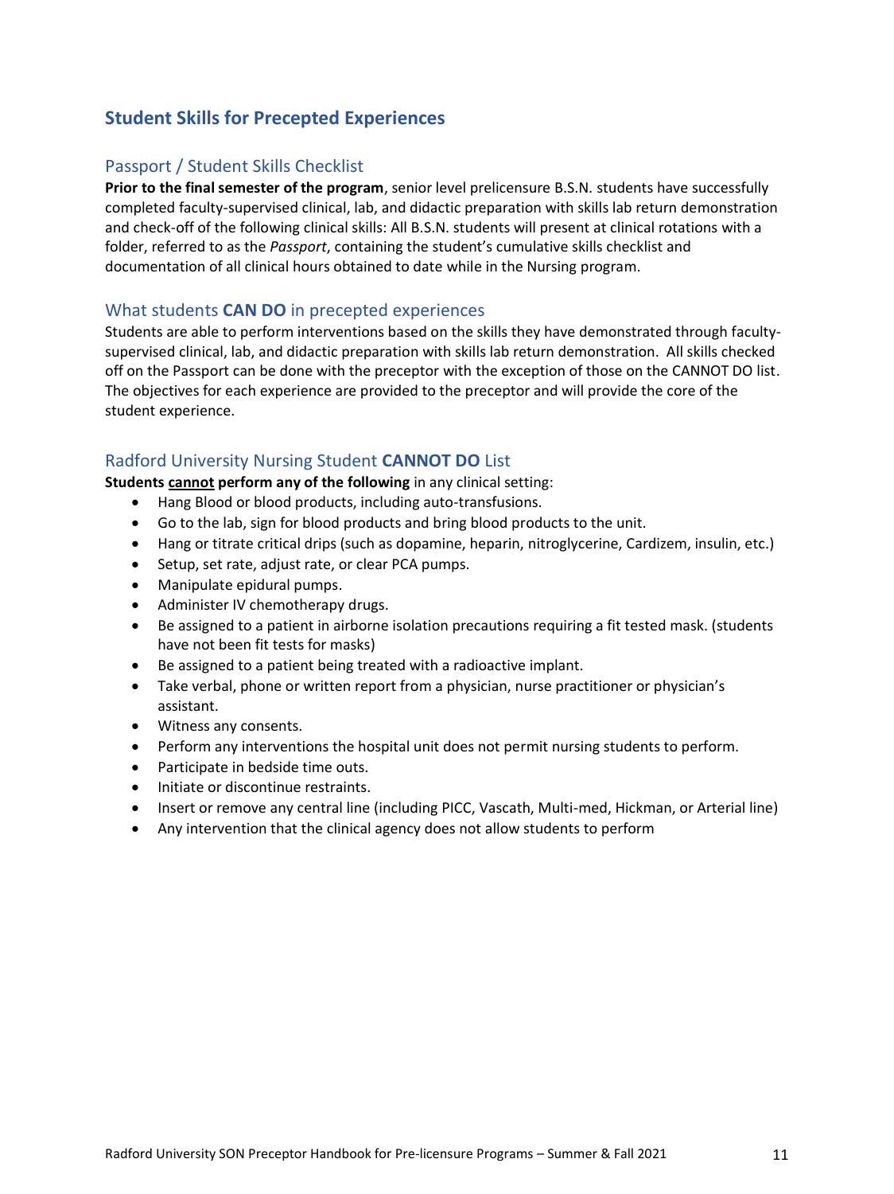## Student Skills for Precepted Experiences

### Passport / Student Skills Checklist

**Prior to the final semester of the program**, senior level prelicensure B.S.N. students have successfully completed faculty-supervised clinical, lab, and didactic preparation with skills lab return demonstration and check-off of the following clinical skills: All B.S.N. students will present at clinical rotations with a folder, referred to as the *Passport*, containing the student's cumulative skills checklist and documentation of all clinical hours obtained to date while in the Nursing program.

### What students **CAN DO** in precepted experiences

Students are able to perform interventions based on the skills they have demonstrated through faculty-supervised clinical, lab, and didactic preparation with skills lab return demonstration. All skills checked off on the Passport can be done with the preceptor with the exception of those on the CANNOT DO list. The objectives for each experience are provided to the preceptor and will provide the core of the student experience.

### Radford University Nursing Student **CANNOT DO** List

**Students <u>cannot</u> perform any of the following** in any clinical setting:

- Hang Blood or blood products, including auto-transfusions.
- Go to the lab, sign for blood products and bring blood products to the unit.
- Hang or titrate critical drips (such as dopamine, heparin, nitroglycerine, Cardizem, insulin, etc.)
- Setup, set rate, adjust rate, or clear PCA pumps.
- Manipulate epidural pumps.
- Administer IV chemotherapy drugs.
- Be assigned to a patient in airborne isolation precautions requiring a fit tested mask. (students have not been fit tests for masks)
- Be assigned to a patient being treated with a radioactive implant.
- Take verbal, phone or written report from a physician, nurse practitioner or physician's assistant.
- Witness any consents.
- Perform any interventions the hospital unit does not permit nursing students to perform.
- Participate in bedside time outs.
- Initiate or discontinue restraints.
- Insert or remove any central line (including PICC, Vascath, Multi-med, Hickman, or Arterial line)
- Any intervention that the clinical agency does not allow students to perform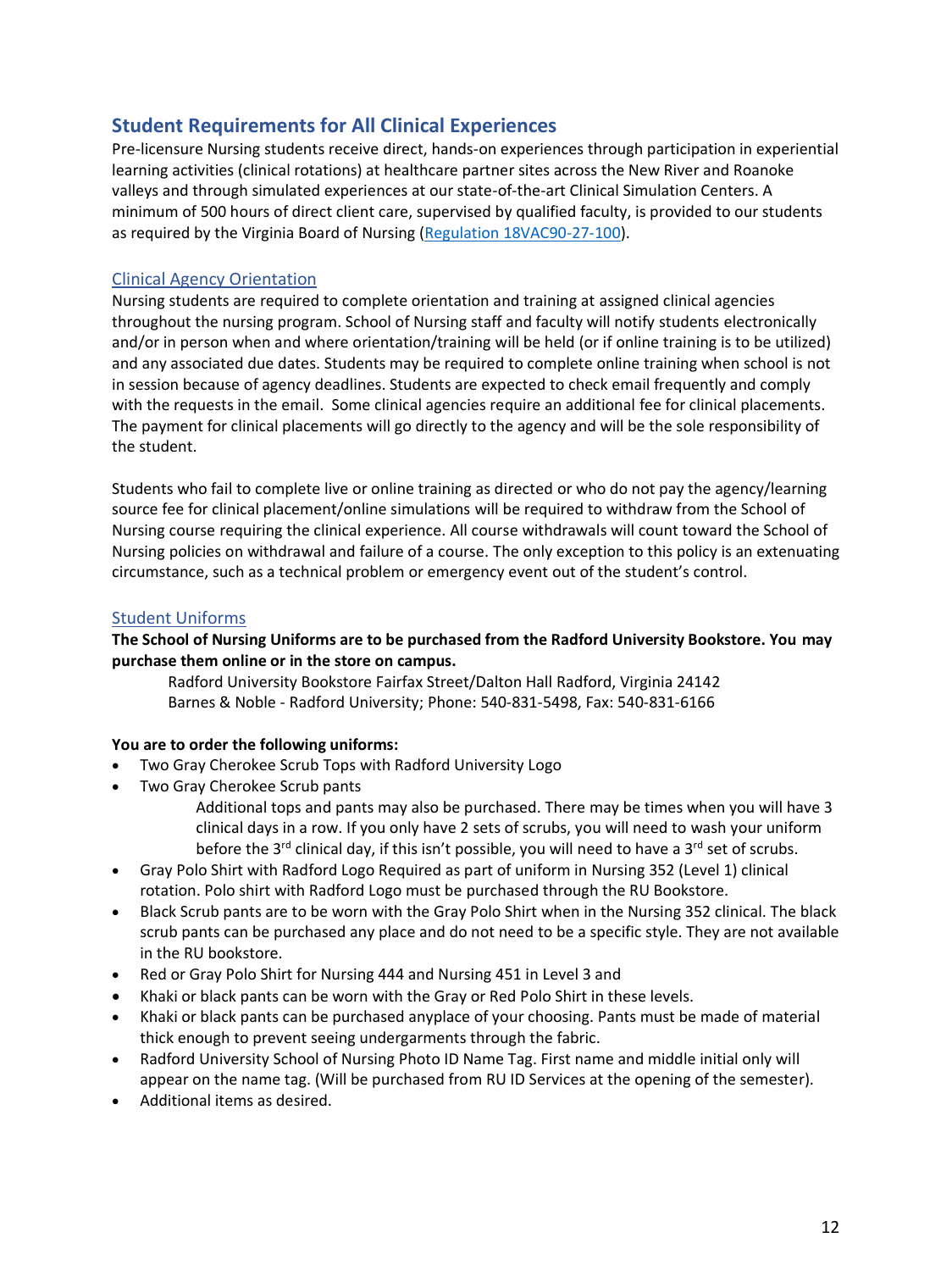## Student Requirements for All Clinical Experiences

Pre-licensure Nursing students receive direct, hands-on experiences through participation in experiential learning activities (clinical rotations) at healthcare partner sites across the New River and Roanoke valleys and through simulated experiences at our state-of-the-art Clinical Simulation Centers. A minimum of 500 hours of direct client care, supervised by qualified faculty, is provided to our students as required by the Virginia Board of Nursing (Regulation 18VAC90-27-100).

### Clinical Agency Orientation

Nursing students are required to complete orientation and training at assigned clinical agencies throughout the nursing program. School of Nursing staff and faculty will notify students electronically and/or in person when and where orientation/training will be held (or if online training is to be utilized) and any associated due dates. Students may be required to complete online training when school is not in session because of agency deadlines. Students are expected to check email frequently and comply with the requests in the email. Some clinical agencies require an additional fee for clinical placements. The payment for clinical placements will go directly to the agency and will be the sole responsibility of the student.

Students who fail to complete live or online training as directed or who do not pay the agency/learning source fee for clinical placement/online simulations will be required to withdraw from the School of Nursing course requiring the clinical experience. All course withdrawals will count toward the School of Nursing policies on withdrawal and failure of a course. The only exception to this policy is an extenuating circumstance, such as a technical problem or emergency event out of the student's control.

### Student Uniforms

**The School of Nursing Uniforms are to be purchased from the Radford University Bookstore. You may purchase them online or in the store on campus.**

Radford University Bookstore Fairfax Street/Dalton Hall Radford, Virginia 24142
Barnes & Noble - Radford University; Phone: 540-831-5498, Fax: 540-831-6166

**You are to order the following uniforms:**

- Two Gray Cherokee Scrub Tops with Radford University Logo
- Two Gray Cherokee Scrub pants

  Additional tops and pants may also be purchased. There may be times when you will have 3 clinical days in a row. If you only have 2 sets of scrubs, you will need to wash your uniform before the 3rd clinical day, if this isn't possible, you will need to have a 3rd set of scrubs.
- Gray Polo Shirt with Radford Logo Required as part of uniform in Nursing 352 (Level 1) clinical rotation. Polo shirt with Radford Logo must be purchased through the RU Bookstore.
- Black Scrub pants are to be worn with the Gray Polo Shirt when in the Nursing 352 clinical. The black scrub pants can be purchased any place and do not need to be a specific style. They are not available in the RU bookstore.
- Red or Gray Polo Shirt for Nursing 444 and Nursing 451 in Level 3 and
- Khaki or black pants can be worn with the Gray or Red Polo Shirt in these levels.
- Khaki or black pants can be purchased anyplace of your choosing. Pants must be made of material thick enough to prevent seeing undergarments through the fabric.
- Radford University School of Nursing Photo ID Name Tag. First name and middle initial only will appear on the name tag. (Will be purchased from RU ID Services at the opening of the semester).
- Additional items as desired.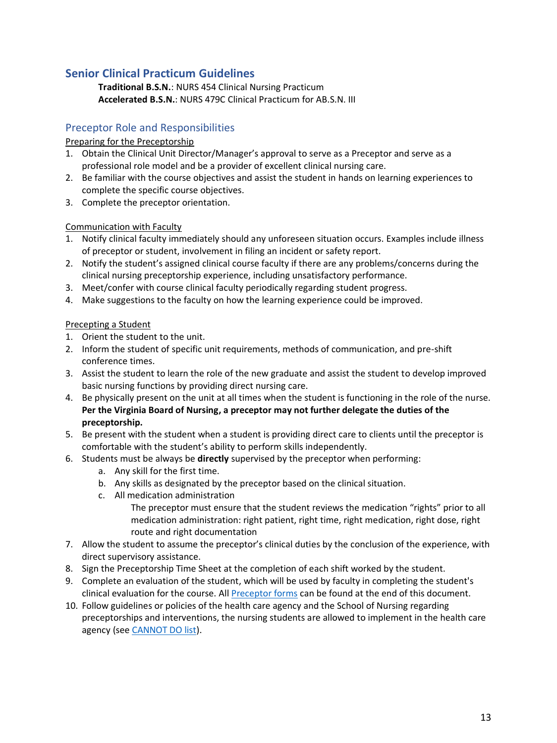## Senior Clinical Practicum Guidelines

**Traditional B.S.N.**: NURS 454 Clinical Nursing Practicum
**Accelerated B.S.N.**: NURS 479C Clinical Practicum for AB.S.N. III

### Preceptor Role and Responsibilities

Preparing for the Preceptorship

1. Obtain the Clinical Unit Director/Manager's approval to serve as a Preceptor and serve as a professional role model and be a provider of excellent clinical nursing care.
2. Be familiar with the course objectives and assist the student in hands on learning experiences to complete the specific course objectives.
3. Complete the preceptor orientation.

Communication with Faculty

1. Notify clinical faculty immediately should any unforeseen situation occurs. Examples include illness of preceptor or student, involvement in filing an incident or safety report.
2. Notify the student's assigned clinical course faculty if there are any problems/concerns during the clinical nursing preceptorship experience, including unsatisfactory performance.
3. Meet/confer with course clinical faculty periodically regarding student progress.
4. Make suggestions to the faculty on how the learning experience could be improved.

Precepting a Student

1. Orient the student to the unit.
2. Inform the student of specific unit requirements, methods of communication, and pre-shift conference times.
3. Assist the student to learn the role of the new graduate and assist the student to develop improved basic nursing functions by providing direct nursing care.
4. Be physically present on the unit at all times when the student is functioning in the role of the nurse. **Per the Virginia Board of Nursing, a preceptor may not further delegate the duties of the preceptorship.**
5. Be present with the student when a student is providing direct care to clients until the preceptor is comfortable with the student's ability to perform skills independently.
6. Students must be always be **directly** supervised by the preceptor when performing:
   a. Any skill for the first time.
   b. Any skills as designated by the preceptor based on the clinical situation.
   c. All medication administration
      The preceptor must ensure that the student reviews the medication "rights" prior to all medication administration: right patient, right time, right medication, right dose, right route and right documentation
7. Allow the student to assume the preceptor's clinical duties by the conclusion of the experience, with direct supervisory assistance.
8. Sign the Preceptorship Time Sheet at the completion of each shift worked by the student.
9. Complete an evaluation of the student, which will be used by faculty in completing the student's clinical evaluation for the course. All Preceptor forms can be found at the end of this document.
10. Follow guidelines or policies of the health care agency and the School of Nursing regarding preceptorships and interventions, the nursing students are allowed to implement in the health care agency (see CANNOT DO list).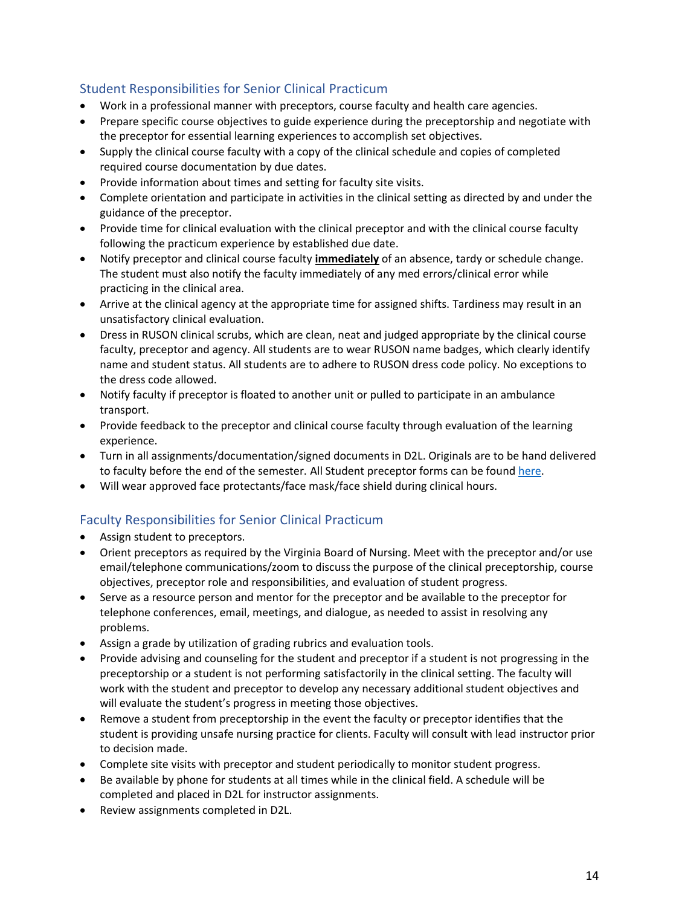## Student Responsibilities for Senior Clinical Practicum

- Work in a professional manner with preceptors, course faculty and health care agencies.
- Prepare specific course objectives to guide experience during the preceptorship and negotiate with the preceptor for essential learning experiences to accomplish set objectives.
- Supply the clinical course faculty with a copy of the clinical schedule and copies of completed required course documentation by due dates.
- Provide information about times and setting for faculty site visits.
- Complete orientation and participate in activities in the clinical setting as directed by and under the guidance of the preceptor.
- Provide time for clinical evaluation with the clinical preceptor and with the clinical course faculty following the practicum experience by established due date.
- Notify preceptor and clinical course faculty **immediately** of an absence, tardy or schedule change. The student must also notify the faculty immediately of any med errors/clinical error while practicing in the clinical area.
- Arrive at the clinical agency at the appropriate time for assigned shifts. Tardiness may result in an unsatisfactory clinical evaluation.
- Dress in RUSON clinical scrubs, which are clean, neat and judged appropriate by the clinical course faculty, preceptor and agency. All students are to wear RUSON name badges, which clearly identify name and student status. All students are to adhere to RUSON dress code policy. No exceptions to the dress code allowed.
- Notify faculty if preceptor is floated to another unit or pulled to participate in an ambulance transport.
- Provide feedback to the preceptor and clinical course faculty through evaluation of the learning experience.
- Turn in all assignments/documentation/signed documents in D2L. Originals are to be hand delivered to faculty before the end of the semester. All Student preceptor forms can be found here.
- Will wear approved face protectants/face mask/face shield during clinical hours.

## Faculty Responsibilities for Senior Clinical Practicum

- Assign student to preceptors.
- Orient preceptors as required by the Virginia Board of Nursing. Meet with the preceptor and/or use email/telephone communications/zoom to discuss the purpose of the clinical preceptorship, course objectives, preceptor role and responsibilities, and evaluation of student progress.
- Serve as a resource person and mentor for the preceptor and be available to the preceptor for telephone conferences, email, meetings, and dialogue, as needed to assist in resolving any problems.
- Assign a grade by utilization of grading rubrics and evaluation tools.
- Provide advising and counseling for the student and preceptor if a student is not progressing in the preceptorship or a student is not performing satisfactorily in the clinical setting. The faculty will work with the student and preceptor to develop any necessary additional student objectives and will evaluate the student's progress in meeting those objectives.
- Remove a student from preceptorship in the event the faculty or preceptor identifies that the student is providing unsafe nursing practice for clients. Faculty will consult with lead instructor prior to decision made.
- Complete site visits with preceptor and student periodically to monitor student progress.
- Be available by phone for students at all times while in the clinical field. A schedule will be completed and placed in D2L for instructor assignments.
- Review assignments completed in D2L.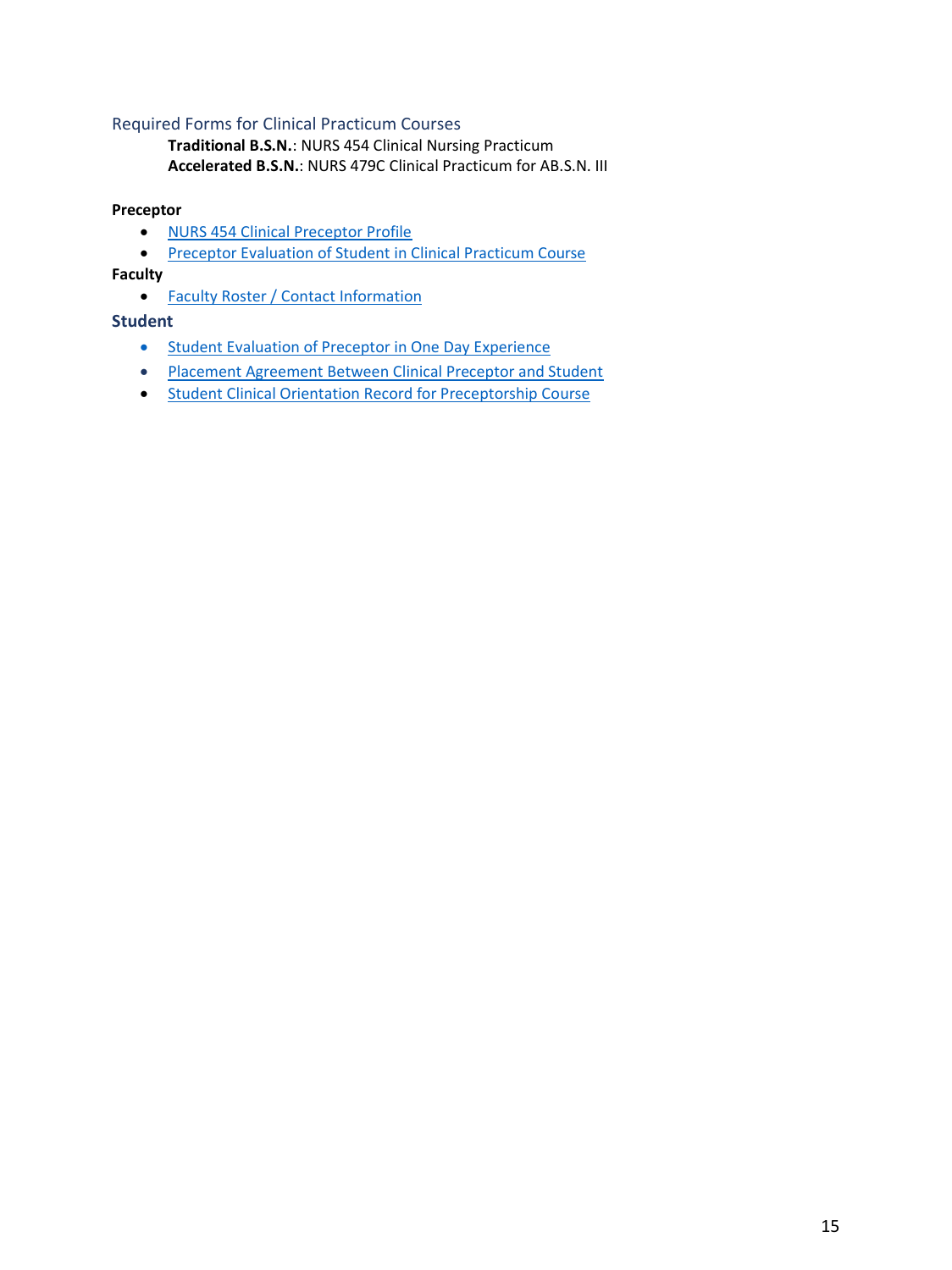## Required Forms for Clinical Practicum Courses

**Traditional B.S.N.**: NURS 454 Clinical Nursing Practicum
**Accelerated B.S.N.**: NURS 479C Clinical Practicum for AB.S.N. III

**Preceptor**

- NURS 454 Clinical Preceptor Profile
- Preceptor Evaluation of Student in Clinical Practicum Course

**Faculty**

- Faculty Roster / Contact Information

### Student

- Student Evaluation of Preceptor in One Day Experience
- Placement Agreement Between Clinical Preceptor and Student
- Student Clinical Orientation Record for Preceptorship Course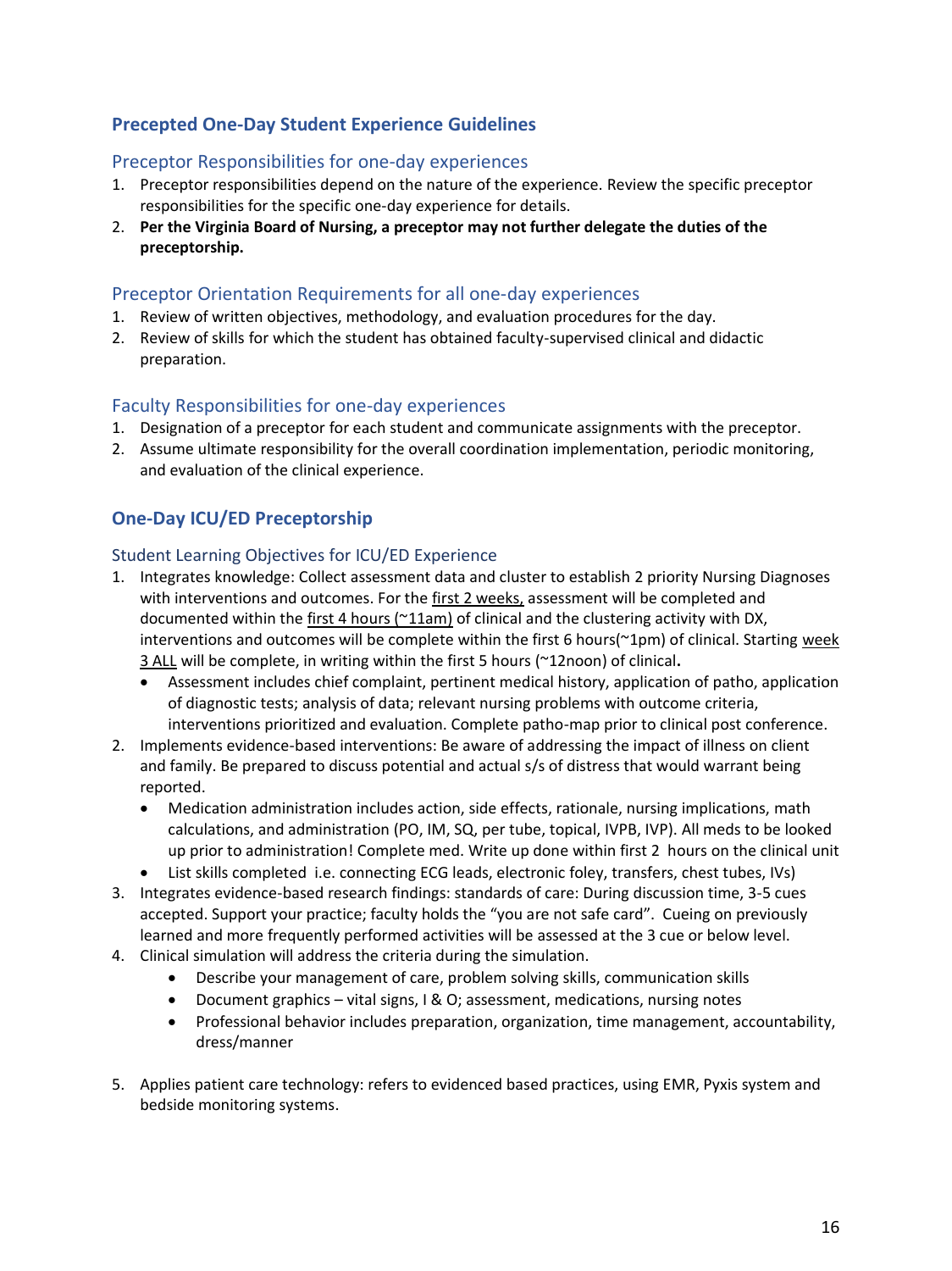## Precepted One-Day Student Experience Guidelines

### Preceptor Responsibilities for one-day experiences

1. Preceptor responsibilities depend on the nature of the experience. Review the specific preceptor responsibilities for the specific one-day experience for details.
2. **Per the Virginia Board of Nursing, a preceptor may not further delegate the duties of the preceptorship.**

### Preceptor Orientation Requirements for all one-day experiences

1. Review of written objectives, methodology, and evaluation procedures for the day.
2. Review of skills for which the student has obtained faculty-supervised clinical and didactic preparation.

### Faculty Responsibilities for one-day experiences

1. Designation of a preceptor for each student and communicate assignments with the preceptor.
2. Assume ultimate responsibility for the overall coordination implementation, periodic monitoring, and evaluation of the clinical experience.

## One-Day ICU/ED Preceptorship

### Student Learning Objectives for ICU/ED Experience

1. Integrates knowledge: Collect assessment data and cluster to establish 2 priority Nursing Diagnoses with interventions and outcomes. For the first 2 weeks, assessment will be completed and documented within the first 4 hours (~11am) of clinical and the clustering activity with DX, interventions and outcomes will be complete within the first 6 hours(~1pm) of clinical. Starting week 3 ALL will be complete, in writing within the first 5 hours (~12noon) of clinical**.**
   - Assessment includes chief complaint, pertinent medical history, application of patho, application of diagnostic tests; analysis of data; relevant nursing problems with outcome criteria, interventions prioritized and evaluation. Complete patho-map prior to clinical post conference.
2. Implements evidence-based interventions: Be aware of addressing the impact of illness on client and family. Be prepared to discuss potential and actual s/s of distress that would warrant being reported.
   - Medication administration includes action, side effects, rationale, nursing implications, math calculations, and administration (PO, IM, SQ, per tube, topical, IVPB, IVP). All meds to be looked up prior to administration! Complete med. Write up done within first 2 hours on the clinical unit
   - List skills completed i.e. connecting ECG leads, electronic foley, transfers, chest tubes, IVs)
3. Integrates evidence-based research findings: standards of care: During discussion time, 3-5 cues accepted. Support your practice; faculty holds the "you are not safe card". Cueing on previously learned and more frequently performed activities will be assessed at the 3 cue or below level.
4. Clinical simulation will address the criteria during the simulation.
   - Describe your management of care, problem solving skills, communication skills
   - Document graphics – vital signs, I & O; assessment, medications, nursing notes
   - Professional behavior includes preparation, organization, time management, accountability, dress/manner
5. Applies patient care technology: refers to evidenced based practices, using EMR, Pyxis system and bedside monitoring systems.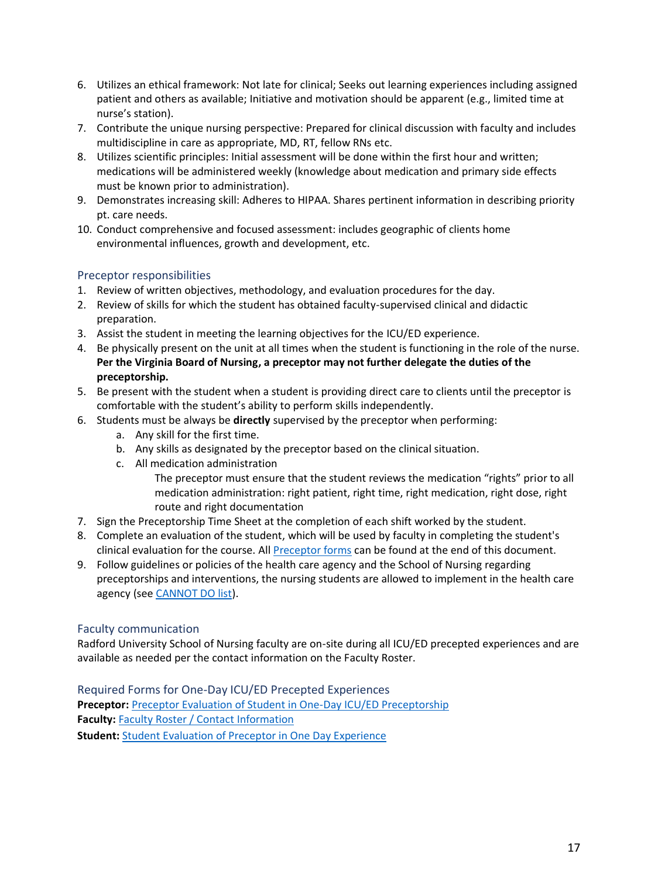6. Utilizes an ethical framework: Not late for clinical; Seeks out learning experiences including assigned patient and others as available; Initiative and motivation should be apparent (e.g., limited time at nurse's station).
7. Contribute the unique nursing perspective: Prepared for clinical discussion with faculty and includes multidiscipline in care as appropriate, MD, RT, fellow RNs etc.
8. Utilizes scientific principles: Initial assessment will be done within the first hour and written; medications will be administered weekly (knowledge about medication and primary side effects must be known prior to administration).
9. Demonstrates increasing skill: Adheres to HIPAA. Shares pertinent information in describing priority pt. care needs.
10. Conduct comprehensive and focused assessment: includes geographic of clients home environmental influences, growth and development, etc.

### Preceptor responsibilities

1. Review of written objectives, methodology, and evaluation procedures for the day.
2. Review of skills for which the student has obtained faculty-supervised clinical and didactic preparation.
3. Assist the student in meeting the learning objectives for the ICU/ED experience.
4. Be physically present on the unit at all times when the student is functioning in the role of the nurse. **Per the Virginia Board of Nursing, a preceptor may not further delegate the duties of the preceptorship.**
5. Be present with the student when a student is providing direct care to clients until the preceptor is comfortable with the student's ability to perform skills independently.
6. Students must be always be **directly** supervised by the preceptor when performing:
   a. Any skill for the first time.
   b. Any skills as designated by the preceptor based on the clinical situation.
   c. All medication administration

      The preceptor must ensure that the student reviews the medication "rights" prior to all medication administration: right patient, right time, right medication, right dose, right route and right documentation
7. Sign the Preceptorship Time Sheet at the completion of each shift worked by the student.
8. Complete an evaluation of the student, which will be used by faculty in completing the student's clinical evaluation for the course. All Preceptor forms can be found at the end of this document.
9. Follow guidelines or policies of the health care agency and the School of Nursing regarding preceptorships and interventions, the nursing students are allowed to implement in the health care agency (see CANNOT DO list).

### Faculty communication

Radford University School of Nursing faculty are on-site during all ICU/ED precepted experiences and are available as needed per the contact information on the Faculty Roster.

### Required Forms for One-Day ICU/ED Precepted Experiences

**Preceptor:** Preceptor Evaluation of Student in One-Day ICU/ED Preceptorship
**Faculty:** Faculty Roster / Contact Information
**Student:** Student Evaluation of Preceptor in One Day Experience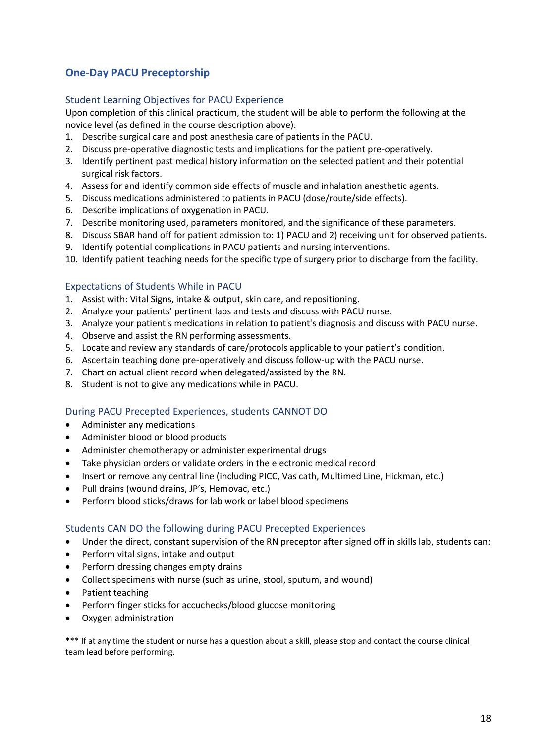## One-Day PACU Preceptorship

### Student Learning Objectives for PACU Experience

Upon completion of this clinical practicum, the student will be able to perform the following at the novice level (as defined in the course description above):

1. Describe surgical care and post anesthesia care of patients in the PACU.
2. Discuss pre-operative diagnostic tests and implications for the patient pre-operatively.
3. Identify pertinent past medical history information on the selected patient and their potential surgical risk factors.
4. Assess for and identify common side effects of muscle and inhalation anesthetic agents.
5. Discuss medications administered to patients in PACU (dose/route/side effects).
6. Describe implications of oxygenation in PACU.
7. Describe monitoring used, parameters monitored, and the significance of these parameters.
8. Discuss SBAR hand off for patient admission to: 1) PACU and 2) receiving unit for observed patients.
9. Identify potential complications in PACU patients and nursing interventions.
10. Identify patient teaching needs for the specific type of surgery prior to discharge from the facility.

### Expectations of Students While in PACU

1. Assist with: Vital Signs, intake & output, skin care, and repositioning.
2. Analyze your patients' pertinent labs and tests and discuss with PACU nurse.
3. Analyze your patient's medications in relation to patient's diagnosis and discuss with PACU nurse.
4. Observe and assist the RN performing assessments.
5. Locate and review any standards of care/protocols applicable to your patient's condition.
6. Ascertain teaching done pre-operatively and discuss follow-up with the PACU nurse.
7. Chart on actual client record when delegated/assisted by the RN.
8. Student is not to give any medications while in PACU.

### During PACU Precepted Experiences, students CANNOT DO

- Administer any medications
- Administer blood or blood products
- Administer chemotherapy or administer experimental drugs
- Take physician orders or validate orders in the electronic medical record
- Insert or remove any central line (including PICC, Vas cath, Multimed Line, Hickman, etc.)
- Pull drains (wound drains, JP's, Hemovac, etc.)
- Perform blood sticks/draws for lab work or label blood specimens

### Students CAN DO the following during PACU Precepted Experiences

- Under the direct, constant supervision of the RN preceptor after signed off in skills lab, students can:
- Perform vital signs, intake and output
- Perform dressing changes empty drains
- Collect specimens with nurse (such as urine, stool, sputum, and wound)
- Patient teaching
- Perform finger sticks for accuchecks/blood glucose monitoring
- Oxygen administration

*** If at any time the student or nurse has a question about a skill, please stop and contact the course clinical team lead before performing.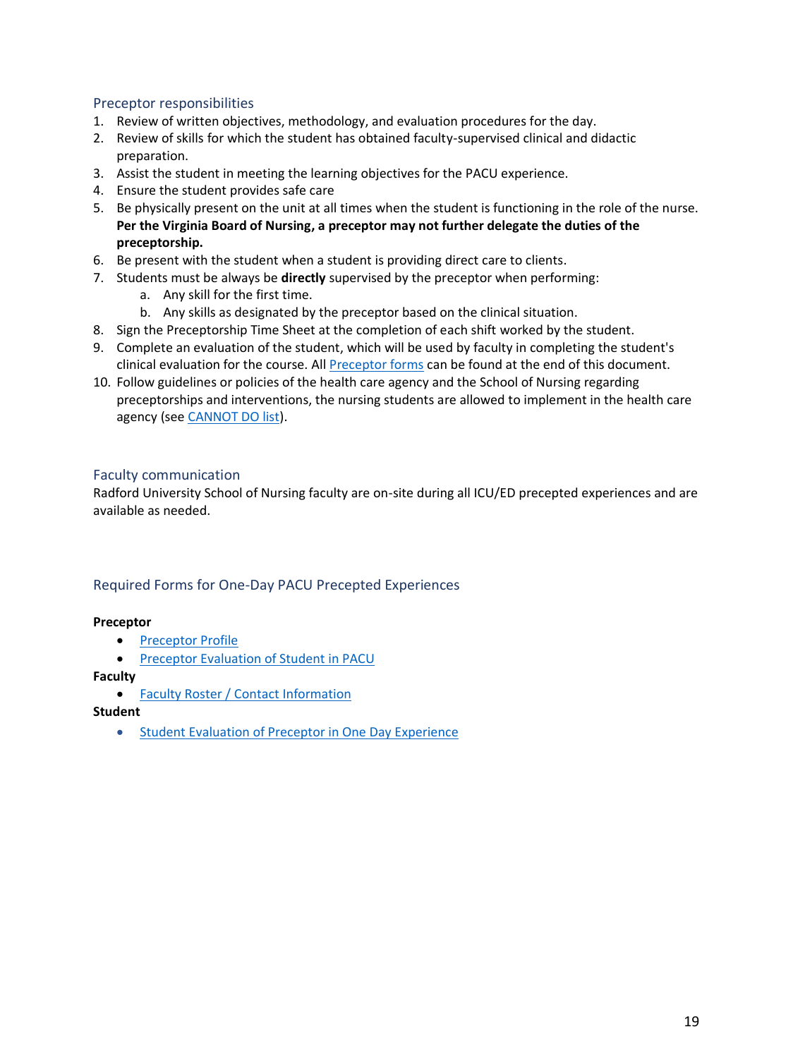## Preceptor responsibilities

1. Review of written objectives, methodology, and evaluation procedures for the day.
2. Review of skills for which the student has obtained faculty-supervised clinical and didactic preparation.
3. Assist the student in meeting the learning objectives for the PACU experience.
4. Ensure the student provides safe care
5. Be physically present on the unit at all times when the student is functioning in the role of the nurse. **Per the Virginia Board of Nursing, a preceptor may not further delegate the duties of the preceptorship.**
6. Be present with the student when a student is providing direct care to clients.
7. Students must be always be **directly** supervised by the preceptor when performing:
   a. Any skill for the first time.
   b. Any skills as designated by the preceptor based on the clinical situation.
8. Sign the Preceptorship Time Sheet at the completion of each shift worked by the student.
9. Complete an evaluation of the student, which will be used by faculty in completing the student's clinical evaluation for the course. All Preceptor forms can be found at the end of this document.
10. Follow guidelines or policies of the health care agency and the School of Nursing regarding preceptorships and interventions, the nursing students are allowed to implement in the health care agency (see CANNOT DO list).

## Faculty communication

Radford University School of Nursing faculty are on-site during all ICU/ED precepted experiences and are available as needed.

## Required Forms for One-Day PACU Precepted Experiences

**Preceptor**

- Preceptor Profile
- Preceptor Evaluation of Student in PACU

**Faculty**

- Faculty Roster / Contact Information

**Student**

- Student Evaluation of Preceptor in One Day Experience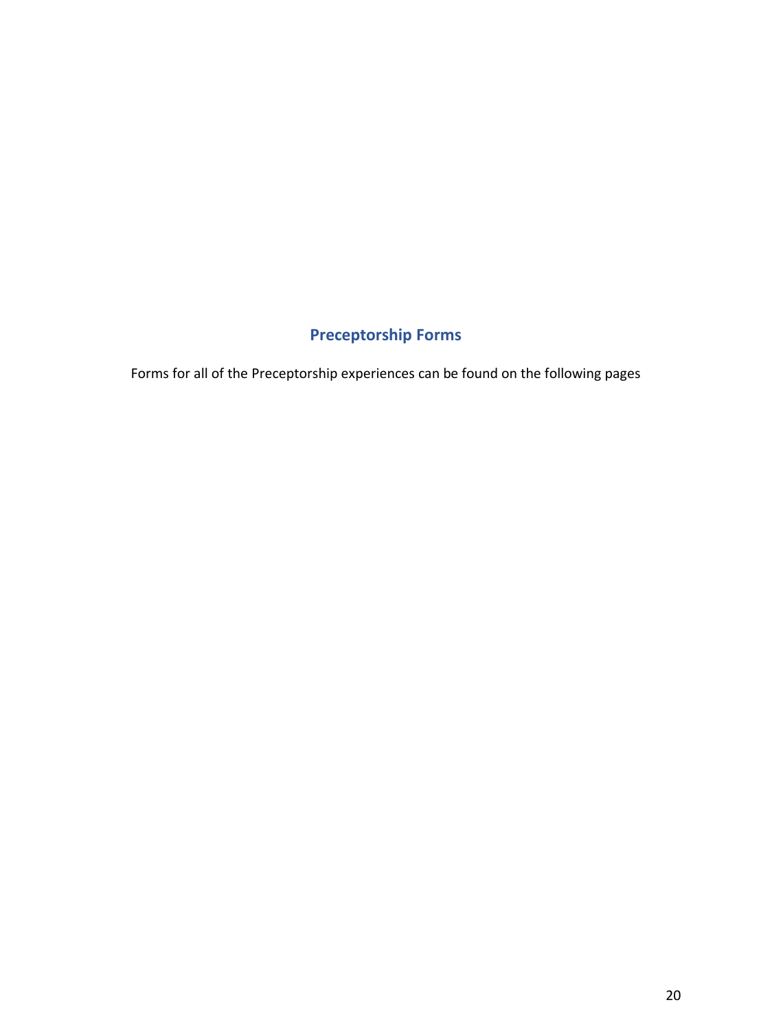## Preceptorship Forms

Forms for all of the Preceptorship experiences can be found on the following pages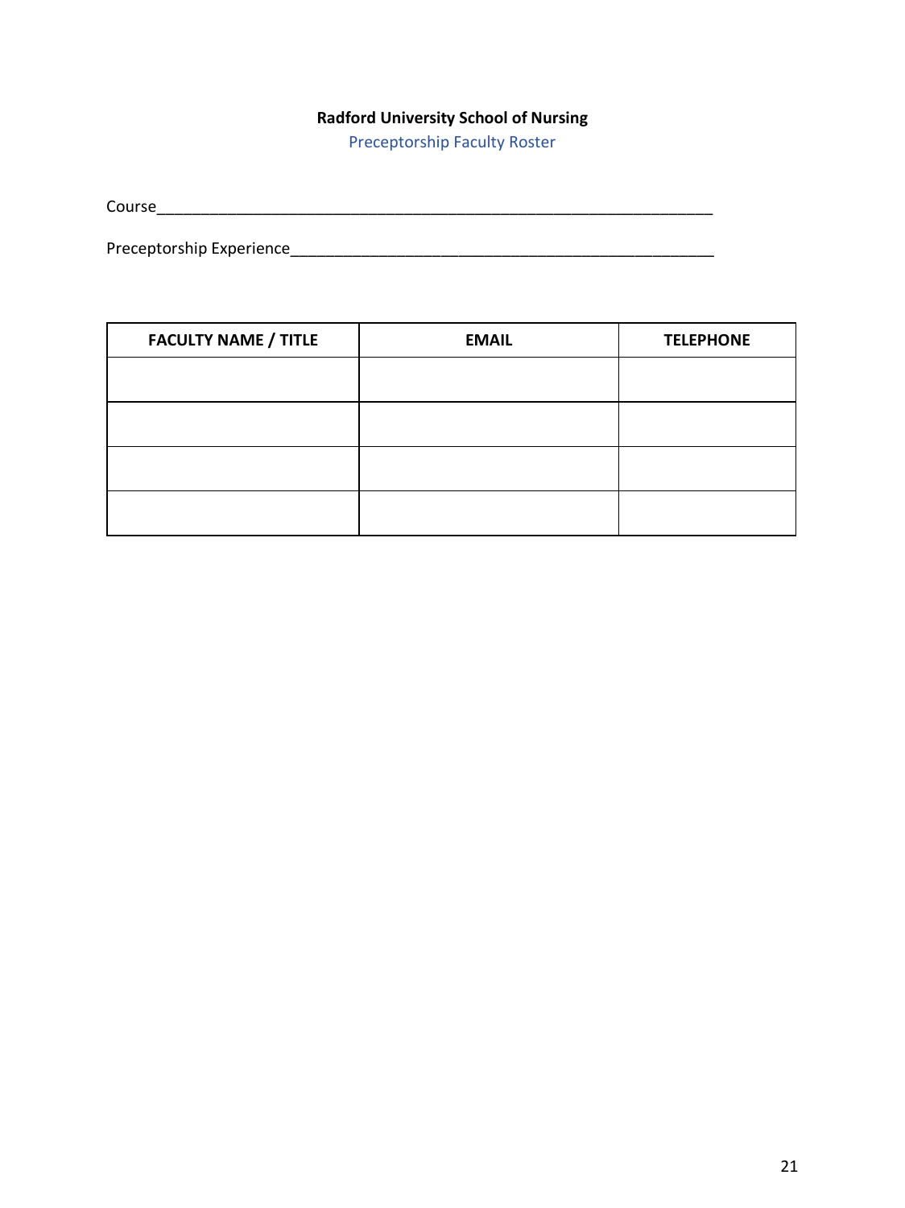**Radford University School of Nursing**

Preceptorship Faculty Roster

Course__________________________________________________________________

Preceptorship Experience_______________________________________________

| FACULTY NAME / TITLE | EMAIL | TELEPHONE |
|---|---|---|
| | | |
| | | |
| | | |
| | | |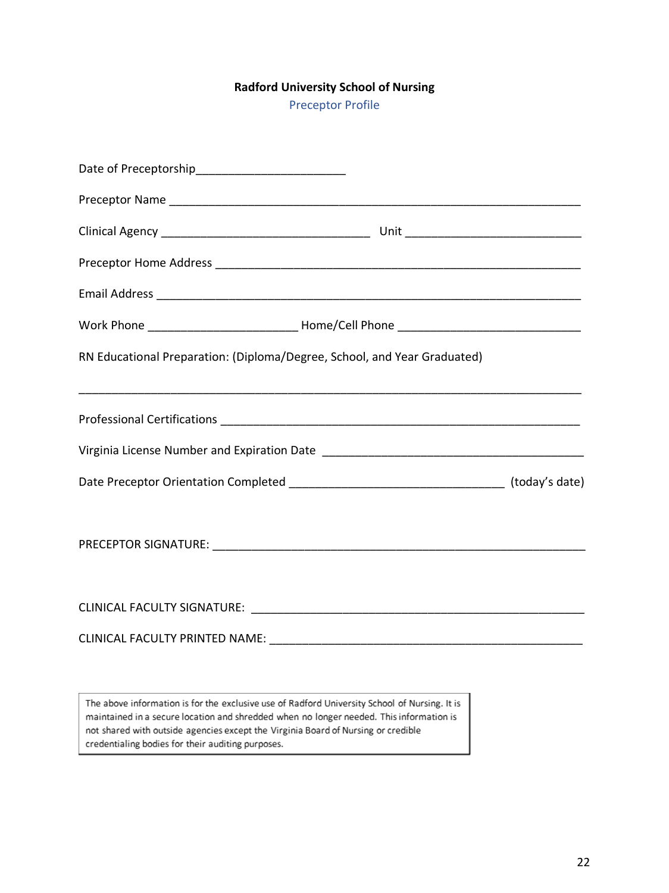**Radford University School of Nursing**

Preceptor Profile

Date of Preceptorship________________________

Preceptor Name ___________________________________________________________________

Clinical Agency _________________________________ Unit ___________________________

Preceptor Home Address _________________________________________________________

Email Address ____________________________________________________________________

Work Phone ________________________ Home/Cell Phone _____________________________

RN Educational Preparation: (Diploma/Degree, School, and Year Graduated)

_______________________________________________________________________________

Professional Certifications ________________________________________________________

Virginia License Number and Expiration Date ________________________________________

Date Preceptor Orientation Completed __________________________________ (today's date)

PRECEPTOR SIGNATURE: __________________________________________________________

CLINICAL FACULTY SIGNATURE: ____________________________________________________

CLINICAL FACULTY PRINTED NAME: _________________________________________________

> The above information is for the exclusive use of Radford University School of Nursing. It is maintained in a secure location and shredded when no longer needed. This information is not shared with outside agencies except the Virginia Board of Nursing or credible credentialing bodies for their auditing purposes.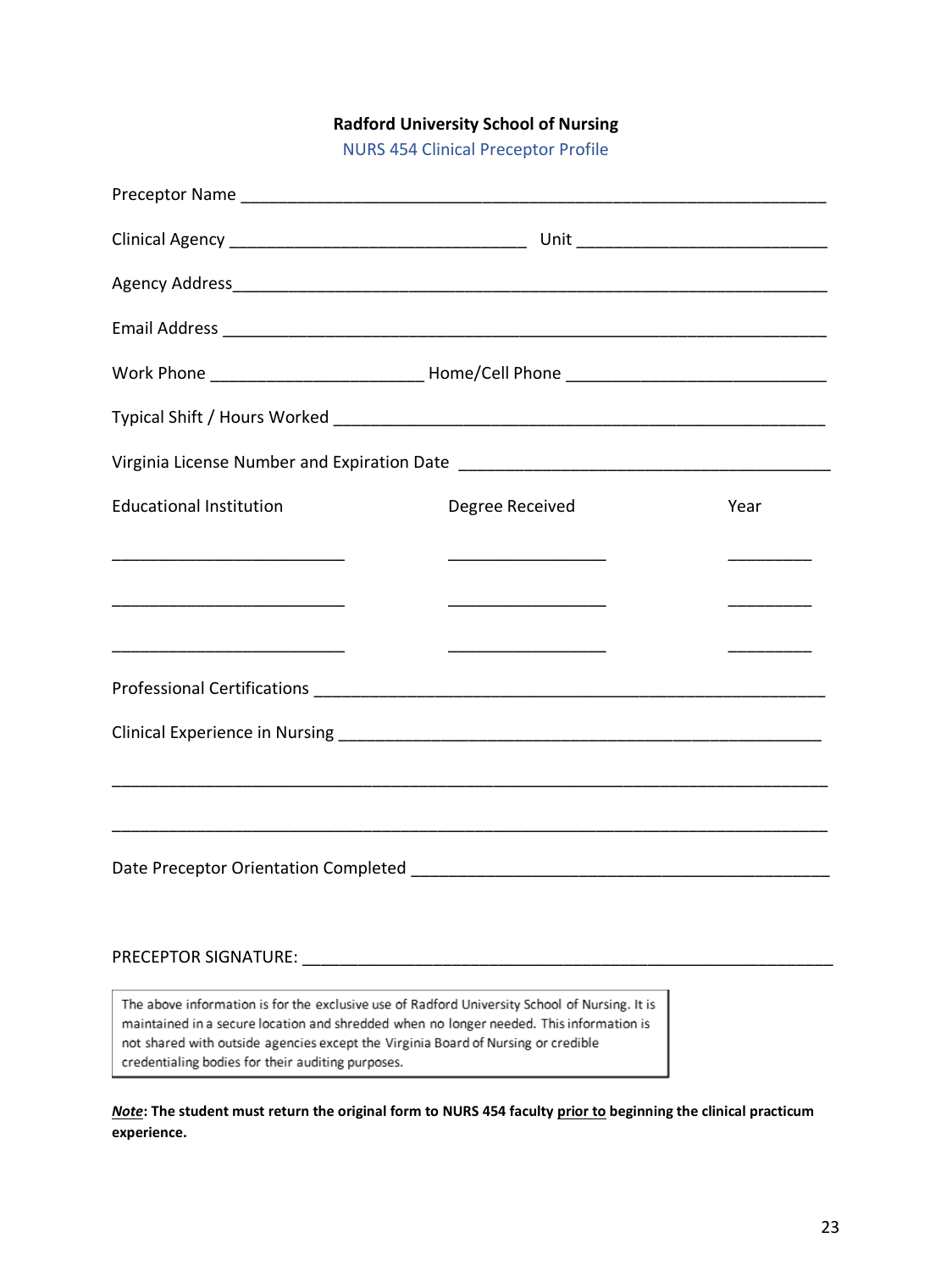**Radford University School of Nursing**

NURS 454 Clinical Preceptor Profile

Preceptor Name ____________________________________________________________

Clinical Agency ________________________________ Unit ___________________________

Agency Address____________________________________________________________

Email Address _____________________________________________________________

Work Phone ______________________ Home/Cell Phone ____________________________

Typical Shift / Hours Worked _____________________________________________________

Virginia License Number and Expiration Date _________________________________________

| Educational Institution | Degree Received | Year |
|---|---|---|
| _________________________ | _________________ | _________ |
| _________________________ | _________________ | _________ |
| _________________________ | _________________ | _________ |

Professional Certifications _______________________________________________________

Clinical Experience in Nursing ____________________________________________________

______________________________________________________________________________

______________________________________________________________________________

Date Preceptor Orientation Completed ______________________________________________

PRECEPTOR SIGNATURE: ________________________________________________________

The above information is for the exclusive use of Radford University School of Nursing. It is maintained in a secure location and shredded when no longer needed. This information is not shared with outside agencies except the Virginia Board of Nursing or credible credentialing bodies for their auditing purposes.

***Note*****: The student must return the original form to NURS 454 faculty prior to beginning the clinical practicum experience.**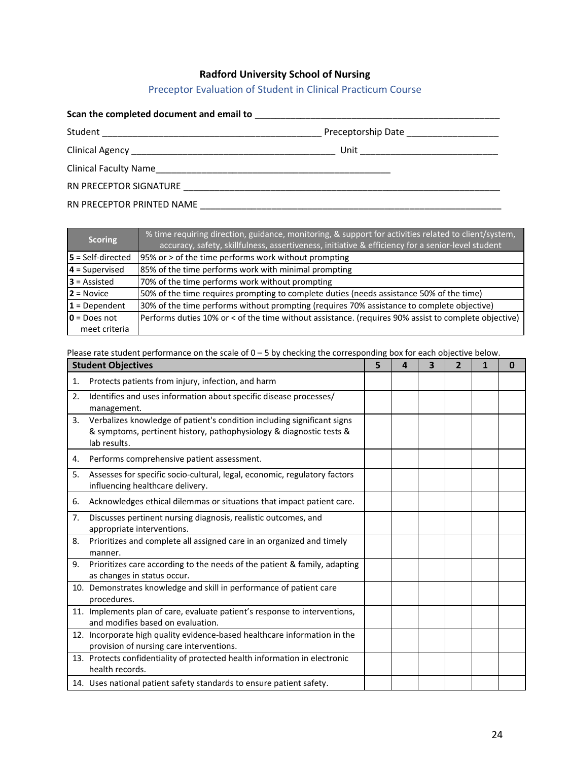**Radford University School of Nursing**

Preceptor Evaluation of Student in Clinical Practicum Course

**Scan the completed document and email to** ______________________________________________

Student __________________________________________ Preceptorship Date _________________

Clinical Agency _______________________________________ Unit ___________________________

Clinical Faculty Name____________________________________________

RN PRECEPTOR SIGNATURE _____________________________________________________________

RN PRECEPTOR PRINTED NAME ___________________________________________________________

| Scoring | % time requiring direction, guidance, monitoring, & support for activities related to client/system, accuracy, safety, skillfulness, assertiveness, initiative & efficiency for a senior-level student |
|---|---|
| **5** = Self-directed | 95% or > of the time performs work without prompting |
| **4** = Supervised | 85% of the time performs work with minimal prompting |
| **3** = Assisted | 70% of the time performs work without prompting |
| **2** = Novice | 50% of the time requires prompting to complete duties (needs assistance 50% of the time) |
| **1** = Dependent | 30% of the time performs without prompting (requires 70% assistance to complete objective) |
| **0** = Does not meet criteria | Performs duties 10% or < of the time without assistance. (requires 90% assist to complete objective) |

Please rate student performance on the scale of 0 – 5 by checking the corresponding box for each objective below.

| **Student Objectives** | **5** | **4** | **3** | **2** | **1** | **0** |
|---|---|---|---|---|---|---|
| 1. Protects patients from injury, infection, and harm | | | | | | |
| 2. Identifies and uses information about specific disease processes/ management. | | | | | | |
| 3. Verbalizes knowledge of patient's condition including significant signs & symptoms, pertinent history, pathophysiology & diagnostic tests & lab results. | | | | | | |
| 4. Performs comprehensive patient assessment. | | | | | | |
| 5. Assesses for specific socio-cultural, legal, economic, regulatory factors influencing healthcare delivery. | | | | | | |
| 6. Acknowledges ethical dilemmas or situations that impact patient care. | | | | | | |
| 7. Discusses pertinent nursing diagnosis, realistic outcomes, and appropriate interventions. | | | | | | |
| 8. Prioritizes and complete all assigned care in an organized and timely manner. | | | | | | |
| 9. Prioritizes care according to the needs of the patient & family, adapting as changes in status occur. | | | | | | |
| 10. Demonstrates knowledge and skill in performance of patient care procedures. | | | | | | |
| 11. Implements plan of care, evaluate patient's response to interventions, and modifies based on evaluation. | | | | | | |
| 12. Incorporate high quality evidence-based healthcare information in the provision of nursing care interventions. | | | | | | |
| 13. Protects confidentiality of protected health information in electronic health records. | | | | | | |
| 14. Uses national patient safety standards to ensure patient safety. | | | | | | |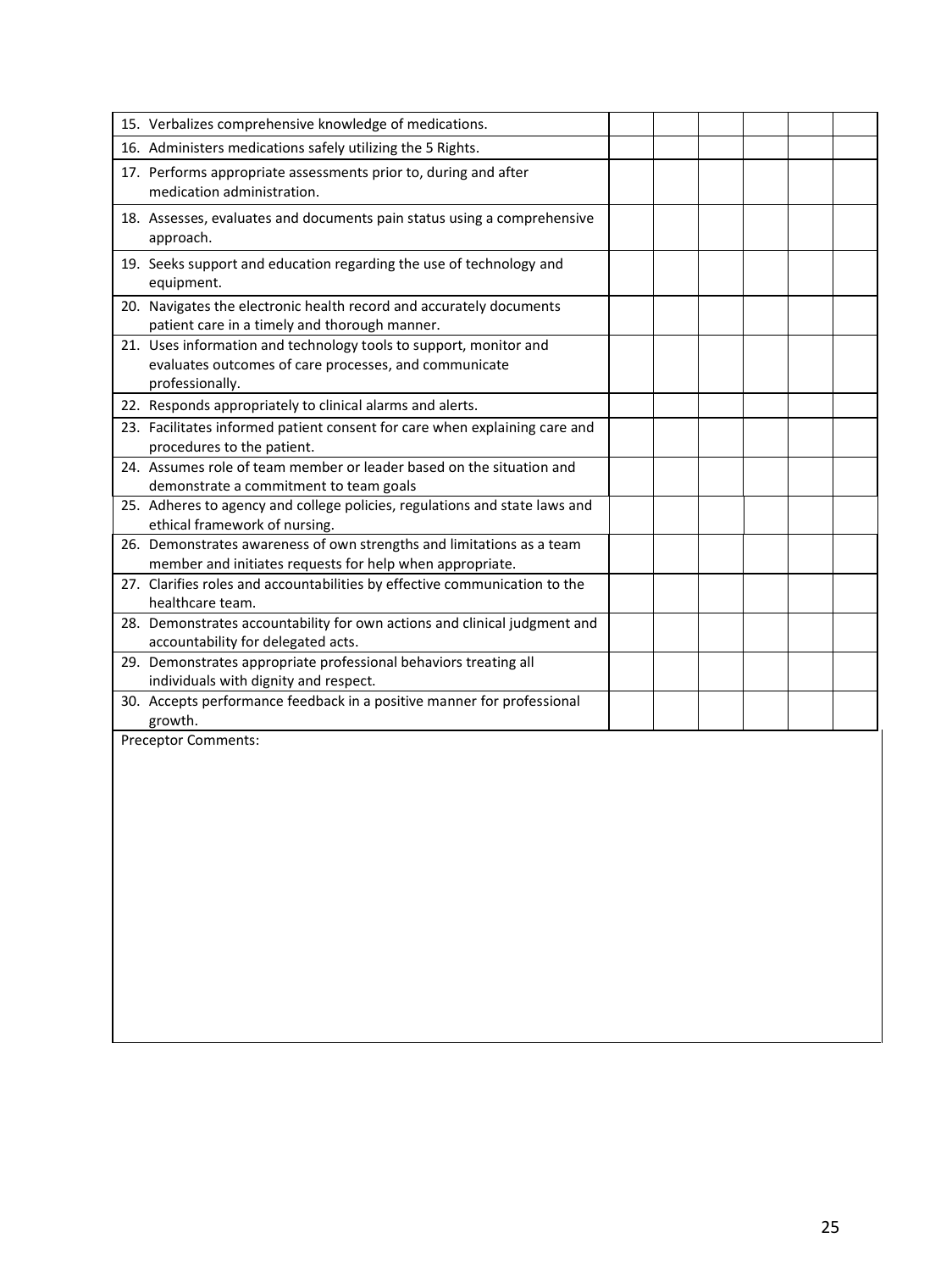| | | | | | | |
|---|---|---|---|---|---|---|
| 15. Verbalizes comprehensive knowledge of medications. | | | | | | |
| 16. Administers medications safely utilizing the 5 Rights. | | | | | | |
| 17. Performs appropriate assessments prior to, during and after medication administration. | | | | | | |
| 18. Assesses, evaluates and documents pain status using a comprehensive approach. | | | | | | |
| 19. Seeks support and education regarding the use of technology and equipment. | | | | | | |
| 20. Navigates the electronic health record and accurately documents patient care in a timely and thorough manner. | | | | | | |
| 21. Uses information and technology tools to support, monitor and evaluates outcomes of care processes, and communicate professionally. | | | | | | |
| 22. Responds appropriately to clinical alarms and alerts. | | | | | | |
| 23. Facilitates informed patient consent for care when explaining care and procedures to the patient. | | | | | | |
| 24. Assumes role of team member or leader based on the situation and demonstrate a commitment to team goals | | | | | | |
| 25. Adheres to agency and college policies, regulations and state laws and ethical framework of nursing. | | | | | | |
| 26. Demonstrates awareness of own strengths and limitations as a team member and initiates requests for help when appropriate. | | | | | | |
| 27. Clarifies roles and accountabilities by effective communication to the healthcare team. | | | | | | |
| 28. Demonstrates accountability for own actions and clinical judgment and accountability for delegated acts. | | | | | | |
| 29. Demonstrates appropriate professional behaviors treating all individuals with dignity and respect. | | | | | | |
| 30. Accepts performance feedback in a positive manner for professional growth. | | | | | | |

Preceptor Comments: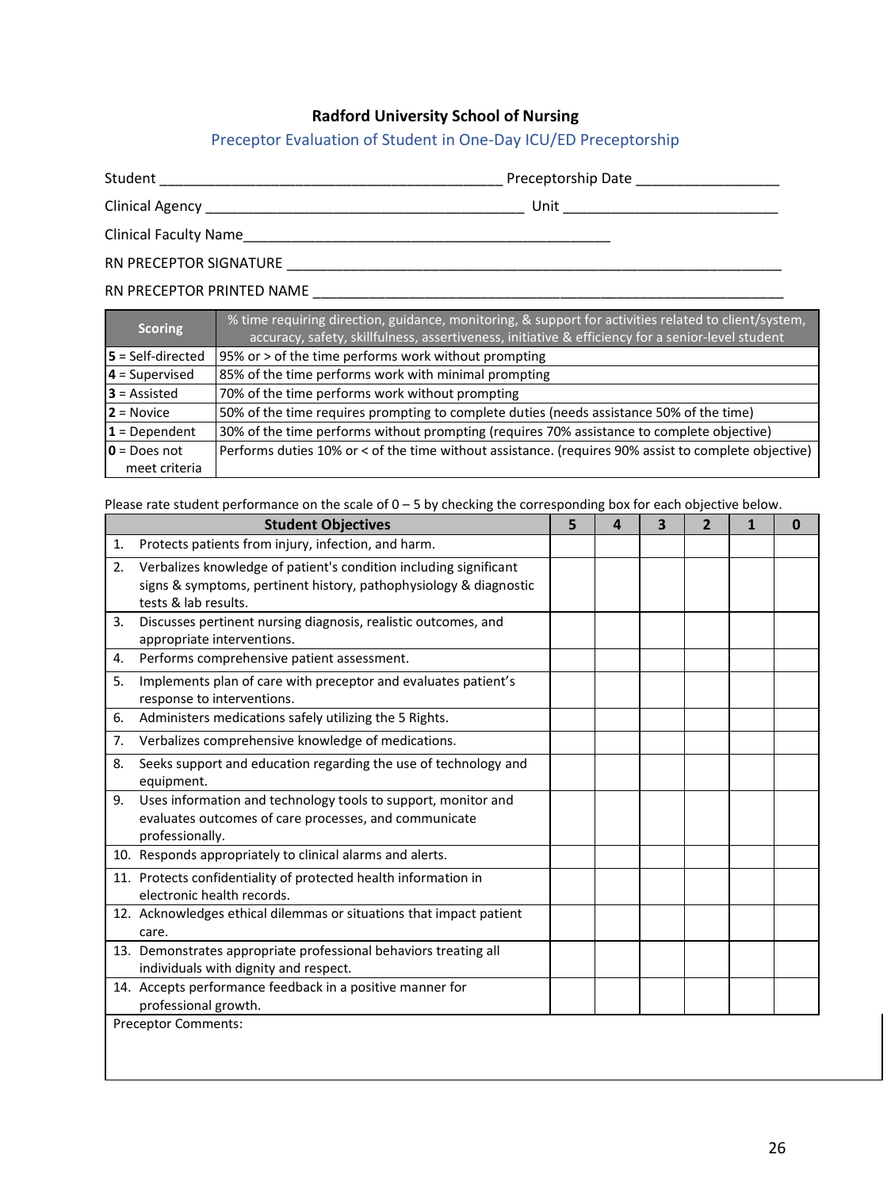**Radford University School of Nursing**

Preceptor Evaluation of Student in One-Day ICU/ED Preceptorship

Student ___________________________________________ Preceptorship Date _________________

Clinical Agency ________________________________________ Unit ___________________________

Clinical Faculty Name_______________________________________________

RN PRECEPTOR SIGNATURE _________________________________________________________________

RN PRECEPTOR PRINTED NAME ______________________________________________________________

| Scoring | % time requiring direction, guidance, monitoring, & support for activities related to client/system, accuracy, safety, skillfulness, assertiveness, initiative & efficiency for a senior-level student |
|---|---|
| **5** = Self-directed | 95% or > of the time performs work without prompting |
| **4** = Supervised | 85% of the time performs work with minimal prompting |
| **3** = Assisted | 70% of the time performs work without prompting |
| **2** = Novice | 50% of the time requires prompting to complete duties (needs assistance 50% of the time) |
| **1** = Dependent | 30% of the time performs without prompting (requires 70% assistance to complete objective) |
| **0** = Does not meet criteria | Performs duties 10% or < of the time without assistance. (requires 90% assist to complete objective) |

Please rate student performance on the scale of 0 – 5 by checking the corresponding box for each objective below.

| Student Objectives | 5 | 4 | 3 | 2 | 1 | 0 |
|---|---|---|---|---|---|---|
| 1. Protects patients from injury, infection, and harm. | | | | | | |
| 2. Verbalizes knowledge of patient's condition including significant signs & symptoms, pertinent history, pathophysiology & diagnostic tests & lab results. | | | | | | |
| 3. Discusses pertinent nursing diagnosis, realistic outcomes, and appropriate interventions. | | | | | | |
| 4. Performs comprehensive patient assessment. | | | | | | |
| 5. Implements plan of care with preceptor and evaluates patient's response to interventions. | | | | | | |
| 6. Administers medications safely utilizing the 5 Rights. | | | | | | |
| 7. Verbalizes comprehensive knowledge of medications. | | | | | | |
| 8. Seeks support and education regarding the use of technology and equipment. | | | | | | |
| 9. Uses information and technology tools to support, monitor and evaluates outcomes of care processes, and communicate professionally. | | | | | | |
| 10. Responds appropriately to clinical alarms and alerts. | | | | | | |
| 11. Protects confidentiality of protected health information in electronic health records. | | | | | | |
| 12. Acknowledges ethical dilemmas or situations that impact patient care. | | | | | | |
| 13. Demonstrates appropriate professional behaviors treating all individuals with dignity and respect. | | | | | | |
| 14. Accepts performance feedback in a positive manner for professional growth. | | | | | | |

Preceptor Comments: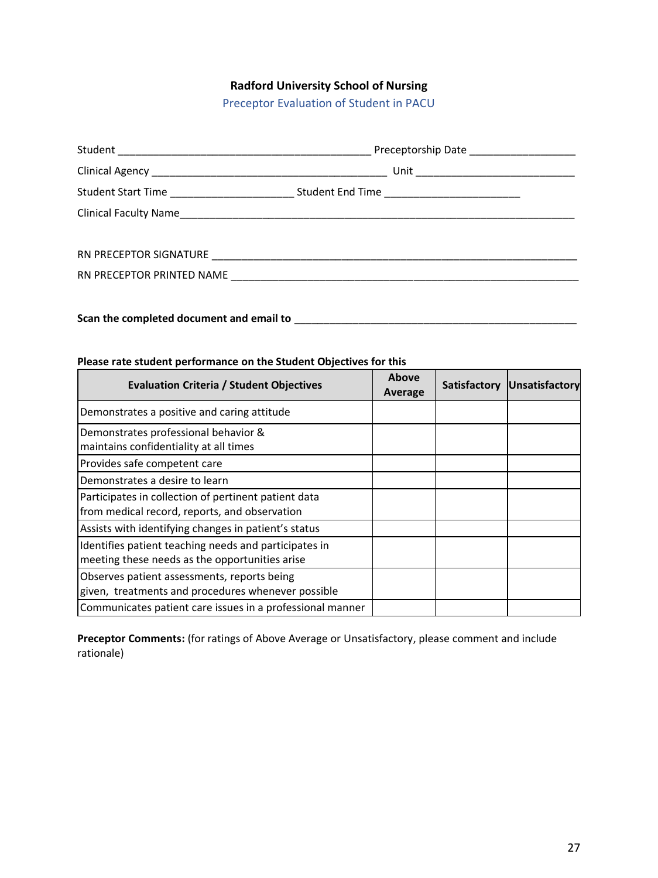**Radford University School of Nursing**

Preceptor Evaluation of Student in PACU

Student ___________________________________________ Preceptorship Date _________________

Clinical Agency ________________________________________ Unit ___________________________

Student Start Time _____________________ Student End Time _______________________

Clinical Faculty Name____________________________________________________________________

RN PRECEPTOR SIGNATURE _________________________________________________________________

RN PRECEPTOR PRINTED NAME ___________________________________________________________

**Scan the completed document and email to** _________________________________________________

**Please rate student performance on the Student Objectives for this**

| Evaluation Criteria / Student Objectives | Above Average | Satisfactory | Unsatisfactory |
|---|---|---|---|
| Demonstrates a positive and caring attitude | | | |
| Demonstrates professional behavior & maintains confidentiality at all times | | | |
| Provides safe competent care | | | |
| Demonstrates a desire to learn | | | |
| Participates in collection of pertinent patient data from medical record, reports, and observation | | | |
| Assists with identifying changes in patient's status | | | |
| Identifies patient teaching needs and participates in meeting these needs as the opportunities arise | | | |
| Observes patient assessments, reports being given, treatments and procedures whenever possible | | | |
| Communicates patient care issues in a professional manner | | | |

**Preceptor Comments:** (for ratings of Above Average or Unsatisfactory, please comment and include rationale)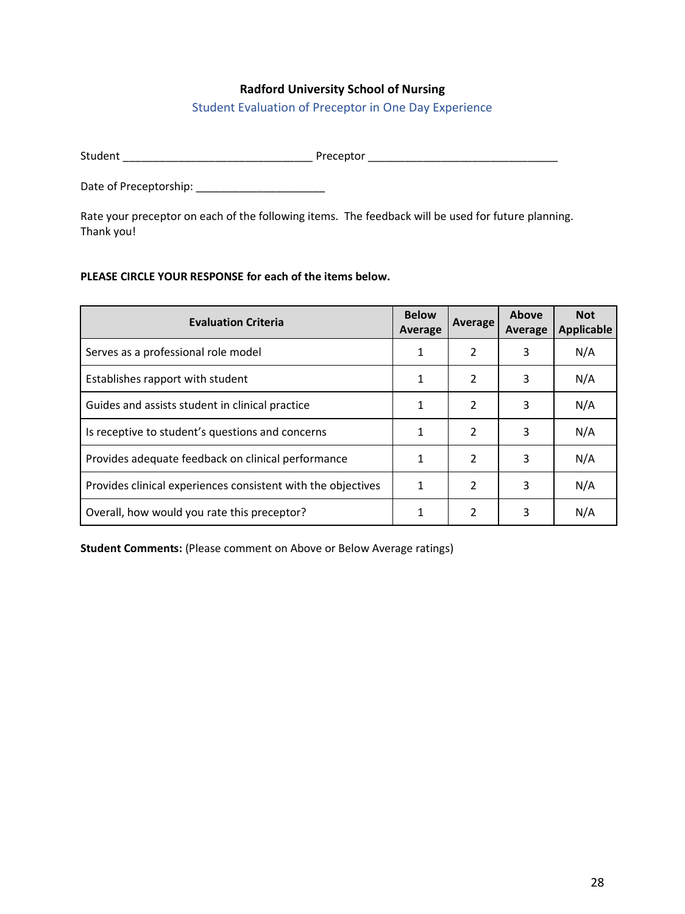## Radford University School of Nursing

### Student Evaluation of Preceptor in One Day Experience

Student _______________________________ Preceptor _______________________________

Date of Preceptorship: _____________________

Rate your preceptor on each of the following items. The feedback will be used for future planning. Thank you!

**PLEASE CIRCLE YOUR RESPONSE for each of the items below.**

| Evaluation Criteria | Below Average | Average | Above Average | Not Applicable |
|---|---|---|---|---|
| Serves as a professional role model | 1 | 2 | 3 | N/A |
| Establishes rapport with student | 1 | 2 | 3 | N/A |
| Guides and assists student in clinical practice | 1 | 2 | 3 | N/A |
| Is receptive to student's questions and concerns | 1 | 2 | 3 | N/A |
| Provides adequate feedback on clinical performance | 1 | 2 | 3 | N/A |
| Provides clinical experiences consistent with the objectives | 1 | 2 | 3 | N/A |
| Overall, how would you rate this preceptor? | 1 | 2 | 3 | N/A |

**Student Comments:** (Please comment on Above or Below Average ratings)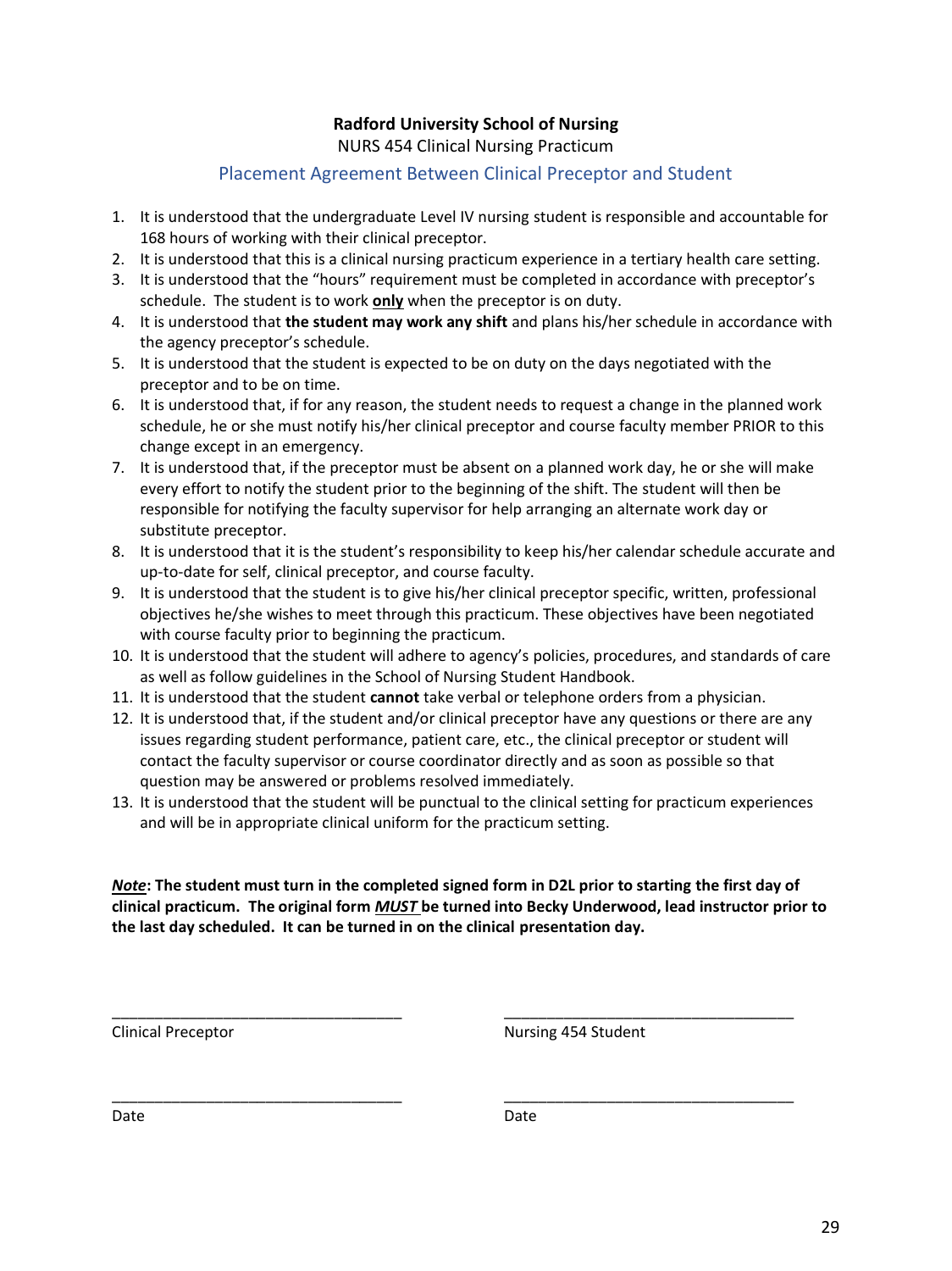**Radford University School of Nursing**

NURS 454 Clinical Nursing Practicum

## Placement Agreement Between Clinical Preceptor and Student

1. It is understood that the undergraduate Level IV nursing student is responsible and accountable for 168 hours of working with their clinical preceptor.
2. It is understood that this is a clinical nursing practicum experience in a tertiary health care setting.
3. It is understood that the "hours" requirement must be completed in accordance with preceptor's schedule. The student is to work **only** when the preceptor is on duty.
4. It is understood that **the student may work any shift** and plans his/her schedule in accordance with the agency preceptor's schedule.
5. It is understood that the student is expected to be on duty on the days negotiated with the preceptor and to be on time.
6. It is understood that, if for any reason, the student needs to request a change in the planned work schedule, he or she must notify his/her clinical preceptor and course faculty member PRIOR to this change except in an emergency.
7. It is understood that, if the preceptor must be absent on a planned work day, he or she will make every effort to notify the student prior to the beginning of the shift. The student will then be responsible for notifying the faculty supervisor for help arranging an alternate work day or substitute preceptor.
8. It is understood that it is the student's responsibility to keep his/her calendar schedule accurate and up-to-date for self, clinical preceptor, and course faculty.
9. It is understood that the student is to give his/her clinical preceptor specific, written, professional objectives he/she wishes to meet through this practicum. These objectives have been negotiated with course faculty prior to beginning the practicum.
10. It is understood that the student will adhere to agency's policies, procedures, and standards of care as well as follow guidelines in the School of Nursing Student Handbook.
11. It is understood that the student **cannot** take verbal or telephone orders from a physician.
12. It is understood that, if the student and/or clinical preceptor have any questions or there are any issues regarding student performance, patient care, etc., the clinical preceptor or student will contact the faculty supervisor or course coordinator directly and as soon as possible so that question may be answered or problems resolved immediately.
13. It is understood that the student will be punctual to the clinical setting for practicum experiences and will be in appropriate clinical uniform for the practicum setting.

***Note*: The student must turn in the completed signed form in D2L prior to starting the first day of clinical practicum. The original form *MUST* be turned into Becky Underwood, lead instructor prior to the last day scheduled. It can be turned in on the clinical presentation day.**

\_\_\_\_\_\_\_\_\_\_\_\_\_\_\_\_\_\_\_\_\_\_\_\_\_\_\_\_\_\_\_\_\_\_ \_\_\_\_\_\_\_\_\_\_\_\_\_\_\_\_\_\_\_\_\_\_\_\_\_\_\_\_\_\_\_\_\_\_

Clinical Preceptor Nursing 454 Student

\_\_\_\_\_\_\_\_\_\_\_\_\_\_\_\_\_\_\_\_\_\_\_\_\_\_\_\_\_\_\_\_\_\_ \_\_\_\_\_\_\_\_\_\_\_\_\_\_\_\_\_\_\_\_\_\_\_\_\_\_\_\_\_\_\_\_\_\_

Date Date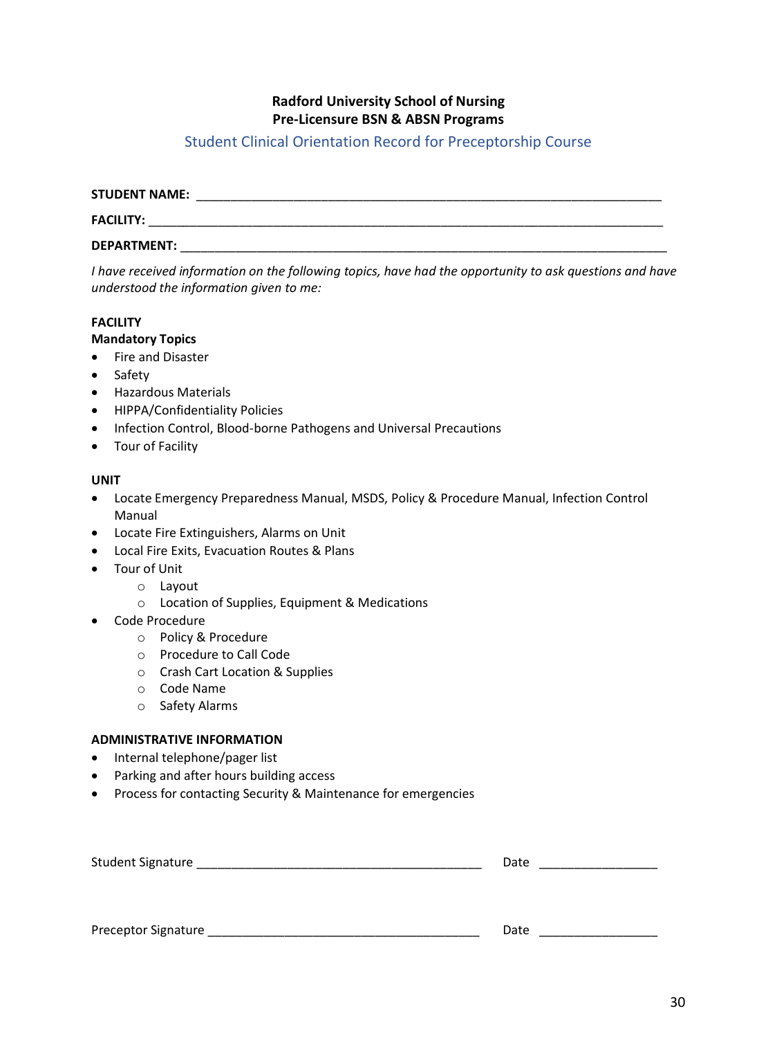**Radford University School of Nursing**
**Pre-Licensure BSN & ABSN Programs**

## Student Clinical Orientation Record for Preceptorship Course

**STUDENT NAME:** ____________________________________________________________________

**FACILITY:** ___________________________________________________________________________

**DEPARTMENT:** ______________________________________________________________________

*I have received information on the following topics, have had the opportunity to ask questions and have understood the information given to me:*

**FACILITY**
**Mandatory Topics**

- Fire and Disaster
- Safety
- Hazardous Materials
- HIPPA/Confidentiality Policies
- Infection Control, Blood-borne Pathogens and Universal Precautions
- Tour of Facility

**UNIT**

- Locate Emergency Preparedness Manual, MSDS, Policy & Procedure Manual, Infection Control Manual
- Locate Fire Extinguishers, Alarms on Unit
- Local Fire Exits, Evacuation Routes & Plans
- Tour of Unit
  - Layout
  - Location of Supplies, Equipment & Medications
- Code Procedure
  - Policy & Procedure
  - Procedure to Call Code
  - Crash Cart Location & Supplies
  - Code Name
  - Safety Alarms

**ADMINISTRATIVE INFORMATION**

- Internal telephone/pager list
- Parking and after hours building access
- Process for contacting Security & Maintenance for emergencies

Student Signature ___________________________________________ Date _________________

Preceptor Signature _________________________________________ Date _________________